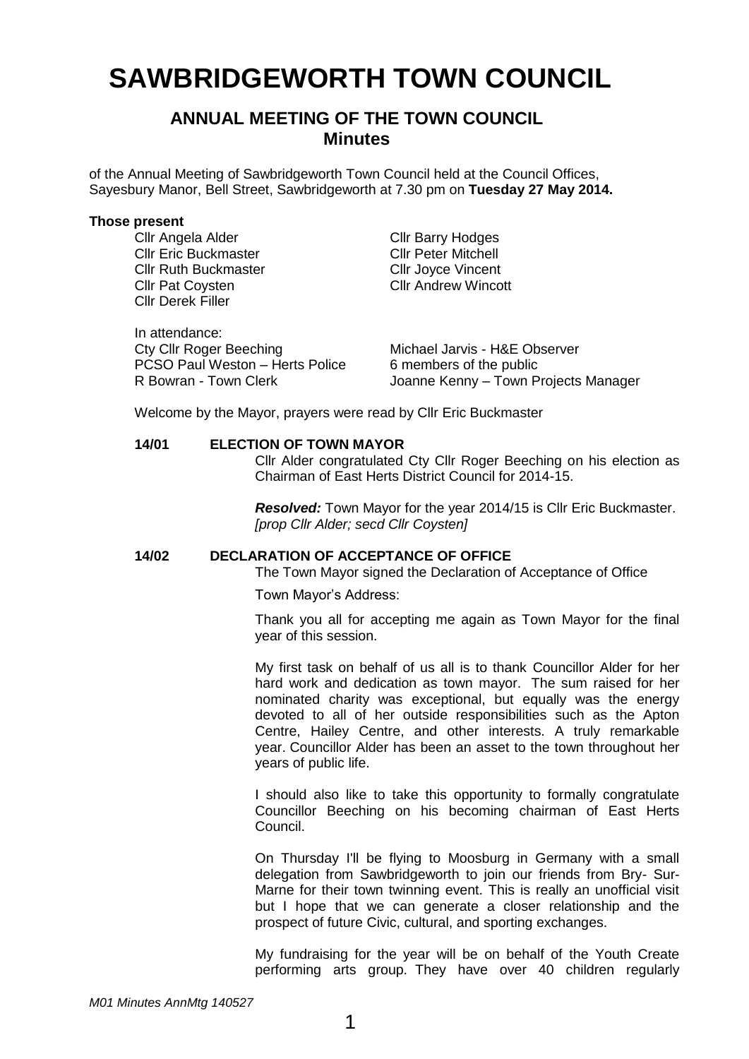# SAWBRIDGEWORTH TOWN COUNCIL

## ANNUAL MEETING OF THE TOWN COUNCIL
## Minutes

of the Annual Meeting of Sawbridgeworth Town Council held at the Council Offices, Sayesbury Manor, Bell Street, Sawbridgeworth at 7.30 pm on **Tuesday 27 May 2014.**

**Those present**

Cllr Angela Alder
Cllr Eric Buckmaster
Cllr Ruth Buckmaster
Cllr Pat Coysten
Cllr Derek Filler
Cllr Barry Hodges
Cllr Peter Mitchell
Cllr Joyce Vincent
Cllr Andrew Wincott

In attendance:
Cty Cllr Roger Beeching
PCSO Paul Weston – Herts Police
R Bowran - Town Clerk
Michael Jarvis - H&E Observer
6 members of the public
Joanne Kenny – Town Projects Manager

Welcome by the Mayor, prayers were read by Cllr Eric Buckmaster

**14/01 ELECTION OF TOWN MAYOR**

Cllr Alder congratulated Cty Cllr Roger Beeching on his election as Chairman of East Herts District Council for 2014-15.

***Resolved:*** Town Mayor for the year 2014/15 is Cllr Eric Buckmaster. *[prop Cllr Alder; secd Cllr Coysten]*

**14/02 DECLARATION OF ACCEPTANCE OF OFFICE**

The Town Mayor signed the Declaration of Acceptance of Office

Town Mayor's Address:

Thank you all for accepting me again as Town Mayor for the final year of this session.

My first task on behalf of us all is to thank Councillor Alder for her hard work and dedication as town mayor. The sum raised for her nominated charity was exceptional, but equally was the energy devoted to all of her outside responsibilities such as the Apton Centre, Hailey Centre, and other interests. A truly remarkable year. Councillor Alder has been an asset to the town throughout her years of public life.

I should also like to take this opportunity to formally congratulate Councillor Beeching on his becoming chairman of East Herts Council.

On Thursday I'll be flying to Moosburg in Germany with a small delegation from Sawbridgeworth to join our friends from Bry- Sur-Marne for their town twinning event. This is really an unofficial visit but I hope that we can generate a closer relationship and the prospect of future Civic, cultural, and sporting exchanges.

My fundraising for the year will be on behalf of the Youth Create performing arts group. They have over 40 children regularly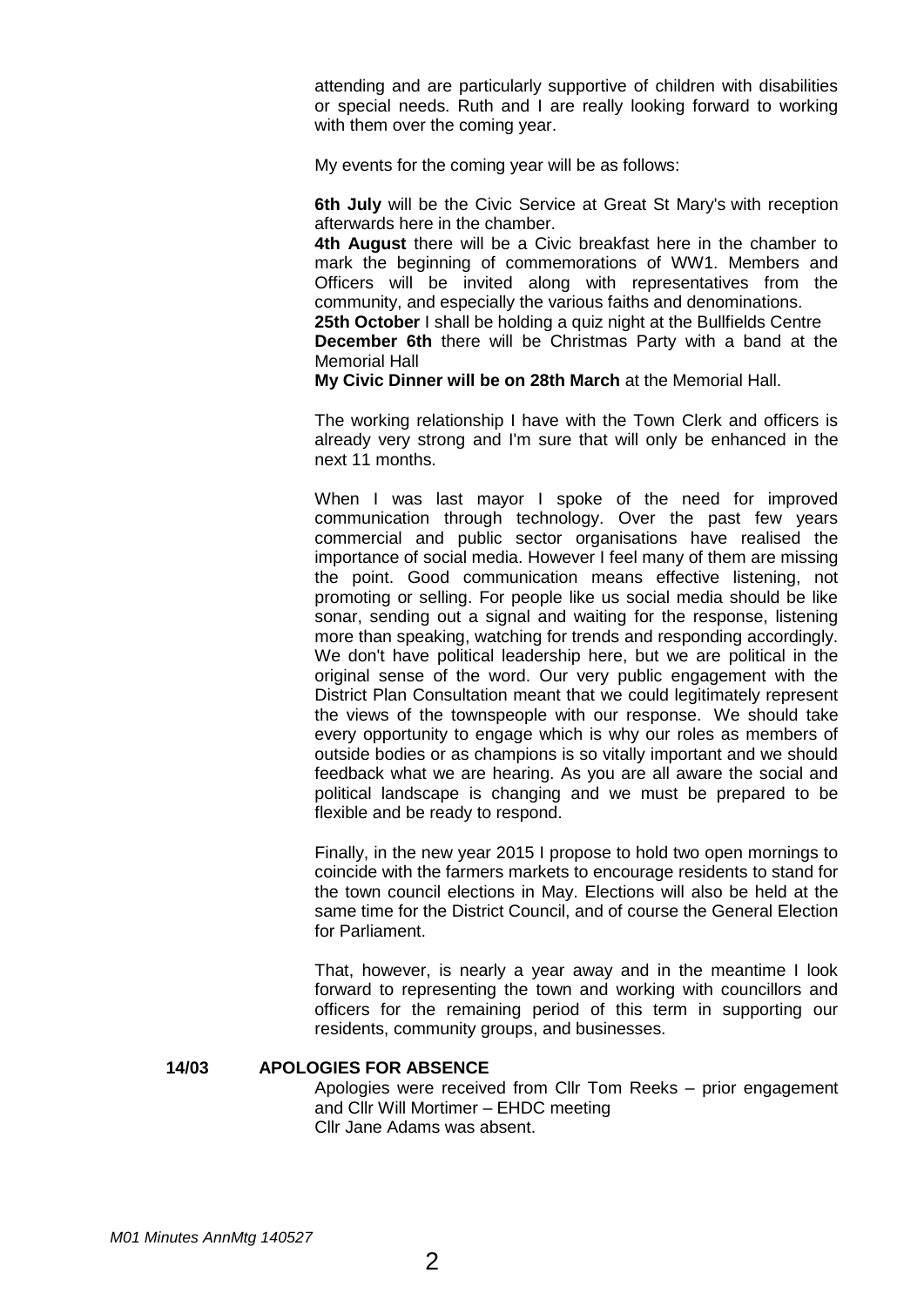attending and are particularly supportive of children with disabilities or special needs. Ruth and I are really looking forward to working with them over the coming year.

My events for the coming year will be as follows:

**6th July** will be the Civic Service at Great St Mary's with reception afterwards here in the chamber.
**4th August** there will be a Civic breakfast here in the chamber to mark the beginning of commemorations of WW1. Members and Officers will be invited along with representatives from the community, and especially the various faiths and denominations.
**25th October** I shall be holding a quiz night at the Bullfields Centre
**December 6th** there will be Christmas Party with a band at the Memorial Hall
**My Civic Dinner will be on 28th March** at the Memorial Hall.

The working relationship I have with the Town Clerk and officers is already very strong and I'm sure that will only be enhanced in the next 11 months.

When I was last mayor I spoke of the need for improved communication through technology. Over the past few years commercial and public sector organisations have realised the importance of social media. However I feel many of them are missing the point. Good communication means effective listening, not promoting or selling. For people like us social media should be like sonar, sending out a signal and waiting for the response, listening more than speaking, watching for trends and responding accordingly. We don't have political leadership here, but we are political in the original sense of the word. Our very public engagement with the District Plan Consultation meant that we could legitimately represent the views of the townspeople with our response. We should take every opportunity to engage which is why our roles as members of outside bodies or as champions is so vitally important and we should feedback what we are hearing. As you are all aware the social and political landscape is changing and we must be prepared to be flexible and be ready to respond.

Finally, in the new year 2015 I propose to hold two open mornings to coincide with the farmers markets to encourage residents to stand for the town council elections in May. Elections will also be held at the same time for the District Council, and of course the General Election for Parliament.

That, however, is nearly a year away and in the meantime I look forward to representing the town and working with councillors and officers for the remaining period of this term in supporting our residents, community groups, and businesses.

**14/03 APOLOGIES FOR ABSENCE**

Apologies were received from Cllr Tom Reeks – prior engagement and Cllr Will Mortimer – EHDC meeting
Cllr Jane Adams was absent.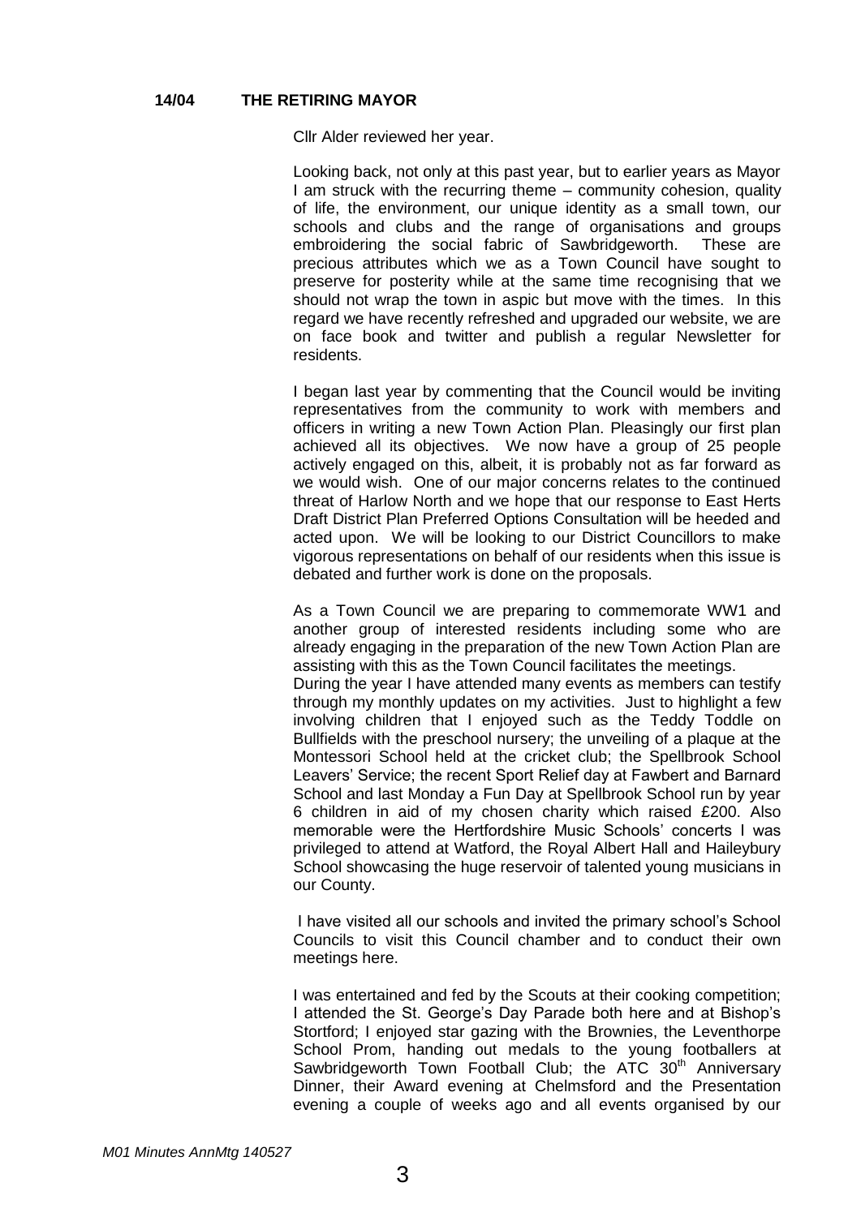**14/04 THE RETIRING MAYOR**

Cllr Alder reviewed her year.

Looking back, not only at this past year, but to earlier years as Mayor I am struck with the recurring theme – community cohesion, quality of life, the environment, our unique identity as a small town, our schools and clubs and the range of organisations and groups embroidering the social fabric of Sawbridgeworth. These are precious attributes which we as a Town Council have sought to preserve for posterity while at the same time recognising that we should not wrap the town in aspic but move with the times. In this regard we have recently refreshed and upgraded our website, we are on face book and twitter and publish a regular Newsletter for residents.

I began last year by commenting that the Council would be inviting representatives from the community to work with members and officers in writing a new Town Action Plan. Pleasingly our first plan achieved all its objectives. We now have a group of 25 people actively engaged on this, albeit, it is probably not as far forward as we would wish. One of our major concerns relates to the continued threat of Harlow North and we hope that our response to East Herts Draft District Plan Preferred Options Consultation will be heeded and acted upon. We will be looking to our District Councillors to make vigorous representations on behalf of our residents when this issue is debated and further work is done on the proposals.

As a Town Council we are preparing to commemorate WW1 and another group of interested residents including some who are already engaging in the preparation of the new Town Action Plan are assisting with this as the Town Council facilitates the meetings.
During the year I have attended many events as members can testify through my monthly updates on my activities. Just to highlight a few involving children that I enjoyed such as the Teddy Toddle on Bullfields with the preschool nursery; the unveiling of a plaque at the Montessori School held at the cricket club; the Spellbrook School Leavers' Service; the recent Sport Relief day at Fawbert and Barnard School and last Monday a Fun Day at Spellbrook School run by year 6 children in aid of my chosen charity which raised £200. Also memorable were the Hertfordshire Music Schools' concerts I was privileged to attend at Watford, the Royal Albert Hall and Haileybury School showcasing the huge reservoir of talented young musicians in our County.

I have visited all our schools and invited the primary school's School Councils to visit this Council chamber and to conduct their own meetings here.

I was entertained and fed by the Scouts at their cooking competition; I attended the St. George's Day Parade both here and at Bishop's Stortford; I enjoyed star gazing with the Brownies, the Leventhorpe School Prom, handing out medals to the young footballers at Sawbridgeworth Town Football Club; the ATC 30th Anniversary Dinner, their Award evening at Chelmsford and the Presentation evening a couple of weeks ago and all events organised by our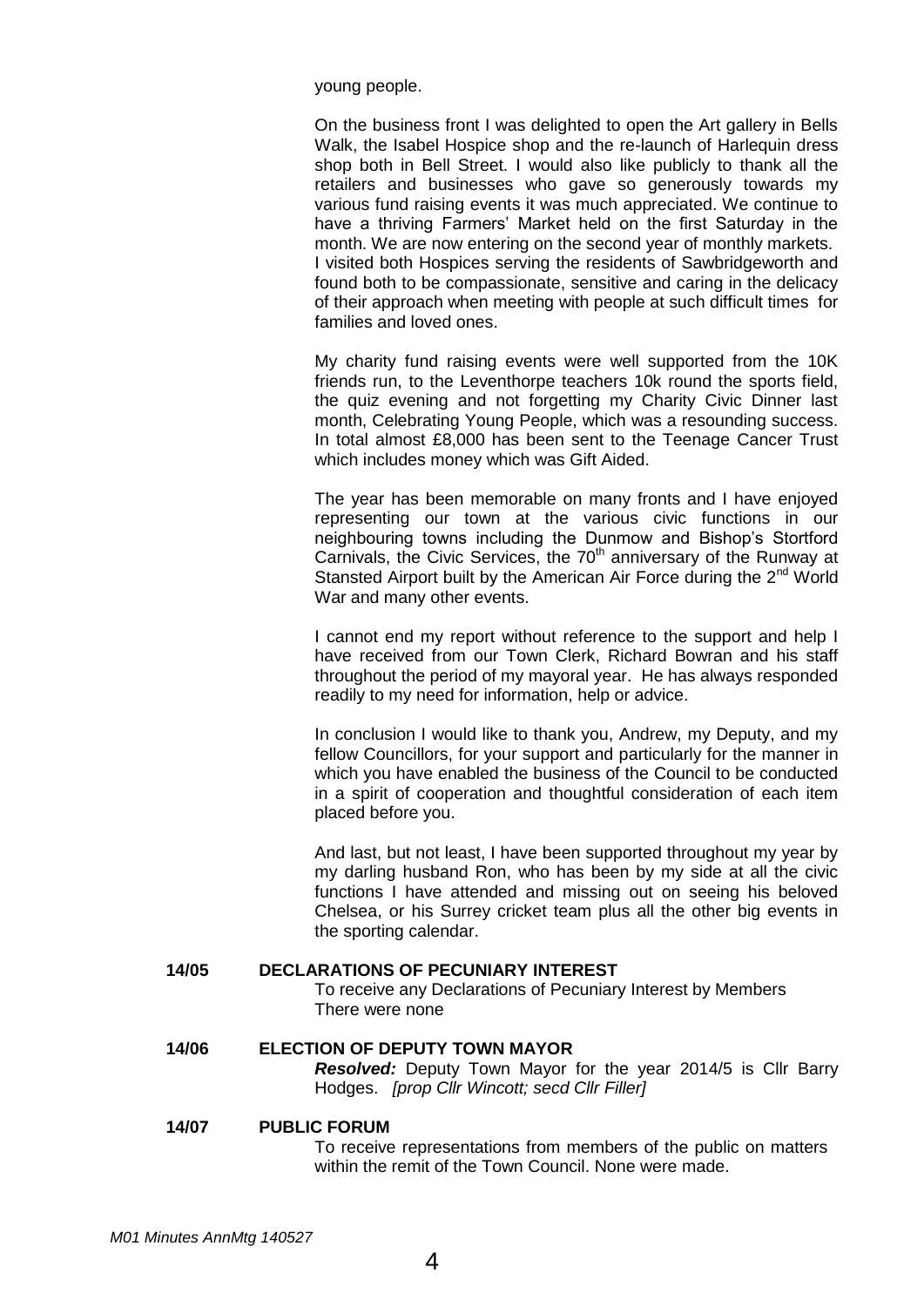young people.

On the business front I was delighted to open the Art gallery in Bells Walk, the Isabel Hospice shop and the re-launch of Harlequin dress shop both in Bell Street. I would also like publicly to thank all the retailers and businesses who gave so generously towards my various fund raising events it was much appreciated. We continue to have a thriving Farmers' Market held on the first Saturday in the month. We are now entering on the second year of monthly markets. I visited both Hospices serving the residents of Sawbridgeworth and found both to be compassionate, sensitive and caring in the delicacy of their approach when meeting with people at such difficult times for families and loved ones.

My charity fund raising events were well supported from the 10K friends run, to the Leventhorpe teachers 10k round the sports field, the quiz evening and not forgetting my Charity Civic Dinner last month, Celebrating Young People, which was a resounding success. In total almost £8,000 has been sent to the Teenage Cancer Trust which includes money which was Gift Aided.

The year has been memorable on many fronts and I have enjoyed representing our town at the various civic functions in our neighbouring towns including the Dunmow and Bishop's Stortford Carnivals, the Civic Services, the 70th anniversary of the Runway at Stansted Airport built by the American Air Force during the 2nd World War and many other events.

I cannot end my report without reference to the support and help I have received from our Town Clerk, Richard Bowran and his staff throughout the period of my mayoral year. He has always responded readily to my need for information, help or advice.

In conclusion I would like to thank you, Andrew, my Deputy, and my fellow Councillors, for your support and particularly for the manner in which you have enabled the business of the Council to be conducted in a spirit of cooperation and thoughtful consideration of each item placed before you.

And last, but not least, I have been supported throughout my year by my darling husband Ron, who has been by my side at all the civic functions I have attended and missing out on seeing his beloved Chelsea, or his Surrey cricket team plus all the other big events in the sporting calendar.

**14/05 DECLARATIONS OF PECUNIARY INTEREST**

To receive any Declarations of Pecuniary Interest by Members
There were none

**14/06 ELECTION OF DEPUTY TOWN MAYOR**

***Resolved:*** Deputy Town Mayor for the year 2014/5 is Cllr Barry Hodges. *[prop Cllr Wincott; secd Cllr Filler]*

**14/07 PUBLIC FORUM**

To receive representations from members of the public on matters within the remit of the Town Council. None were made.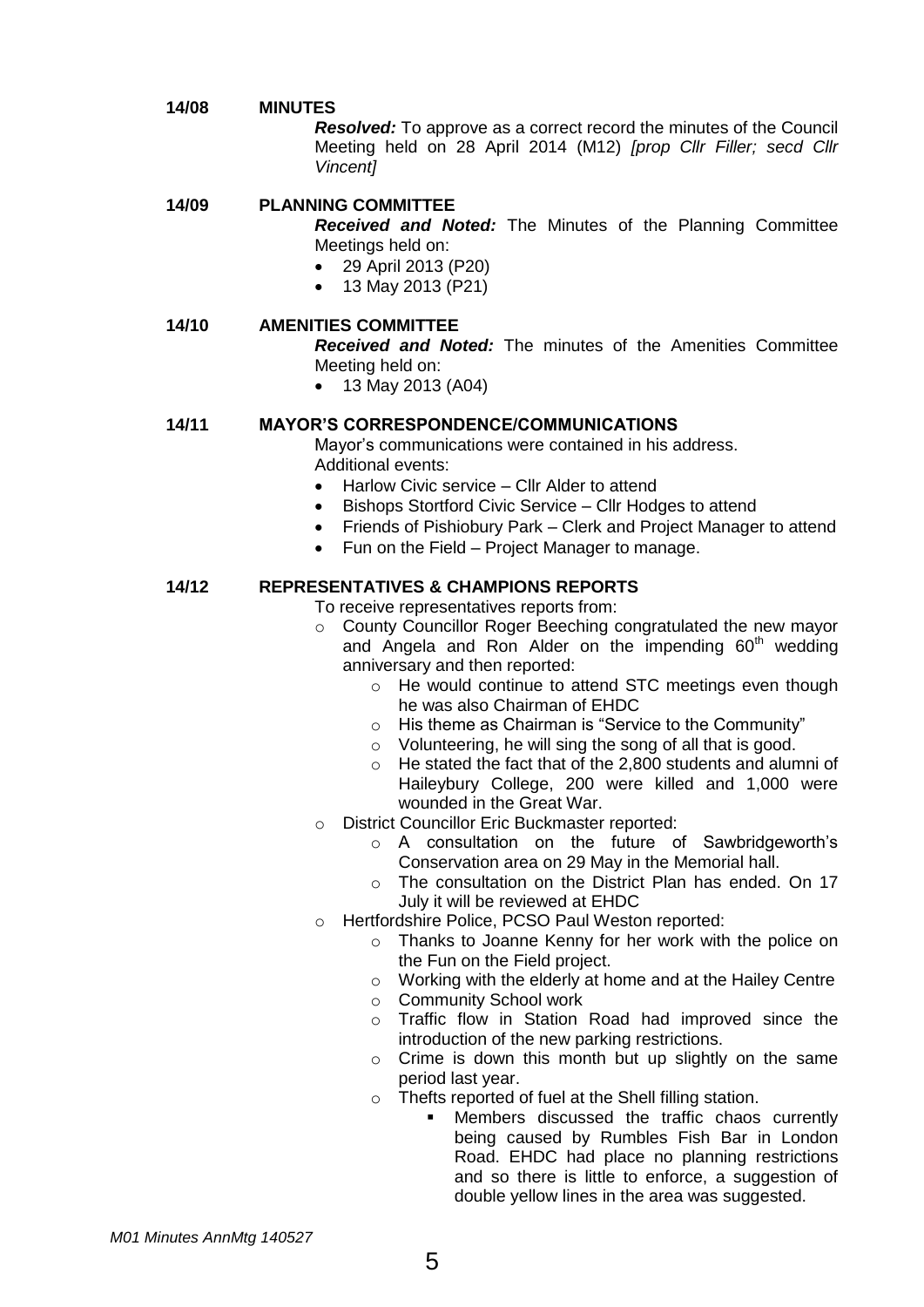**14/08 MINUTES**

***Resolved:*** To approve as a correct record the minutes of the Council Meeting held on 28 April 2014 (M12) *[prop Cllr Filler; secd Cllr Vincent]*

**14/09 PLANNING COMMITTEE**

***Received and Noted:*** The Minutes of the Planning Committee Meetings held on:

- 29 April 2013 (P20)
- 13 May 2013 (P21)

**14/10 AMENITIES COMMITTEE**

***Received and Noted:*** The minutes of the Amenities Committee Meeting held on:

- 13 May 2013 (A04)

**14/11 MAYOR'S CORRESPONDENCE/COMMUNICATIONS**

Mayor's communications were contained in his address.
Additional events:

- Harlow Civic service – Cllr Alder to attend
- Bishops Stortford Civic Service – Cllr Hodges to attend
- Friends of Pishiobury Park – Clerk and Project Manager to attend
- Fun on the Field – Project Manager to manage.

**14/12 REPRESENTATIVES & CHAMPIONS REPORTS**

To receive representatives reports from:

- County Councillor Roger Beeching congratulated the new mayor and Angela and Ron Alder on the impending 60th wedding anniversary and then reported:
  - He would continue to attend STC meetings even though he was also Chairman of EHDC
  - His theme as Chairman is "Service to the Community"
  - Volunteering, he will sing the song of all that is good.
  - He stated the fact that of the 2,800 students and alumni of Haileybury College, 200 were killed and 1,000 were wounded in the Great War.
- District Councillor Eric Buckmaster reported:
  - A consultation on the future of Sawbridgeworth's Conservation area on 29 May in the Memorial hall.
  - The consultation on the District Plan has ended. On 17 July it will be reviewed at EHDC
- Hertfordshire Police, PCSO Paul Weston reported:
  - Thanks to Joanne Kenny for her work with the police on the Fun on the Field project.
  - Working with the elderly at home and at the Hailey Centre
  - Community School work
  - Traffic flow in Station Road had improved since the introduction of the new parking restrictions.
  - Crime is down this month but up slightly on the same period last year.
  - Thefts reported of fuel at the Shell filling station.
    - Members discussed the traffic chaos currently being caused by Rumbles Fish Bar in London Road. EHDC had place no planning restrictions and so there is little to enforce, a suggestion of double yellow lines in the area was suggested.

*M01 Minutes AnnMtg 140527*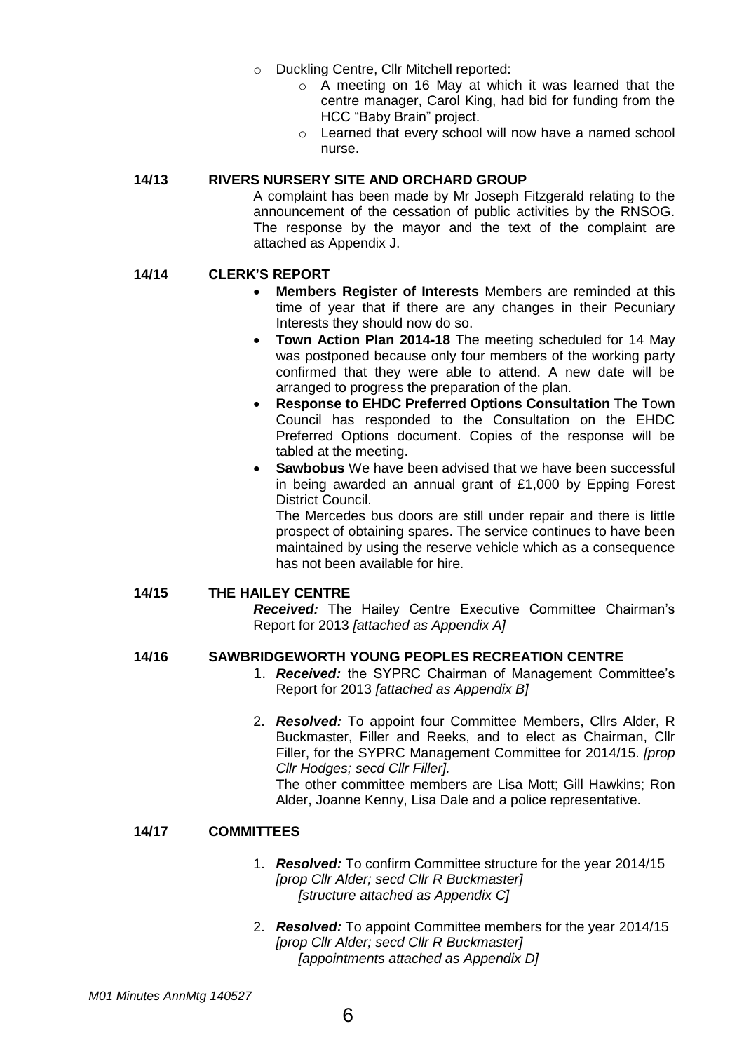- Duckling Centre, Cllr Mitchell reported:
    - A meeting on 16 May at which it was learned that the centre manager, Carol King, had bid for funding from the HCC "Baby Brain" project.
    - Learned that every school will now have a named school nurse.

## 14/13 RIVERS NURSERY SITE AND ORCHARD GROUP

A complaint has been made by Mr Joseph Fitzgerald relating to the announcement of the cessation of public activities by the RNSOG. The response by the mayor and the text of the complaint are attached as Appendix J.

## 14/14 CLERK'S REPORT

- **Members Register of Interests** Members are reminded at this time of year that if there are any changes in their Pecuniary Interests they should now do so.
- **Town Action Plan 2014-18** The meeting scheduled for 14 May was postponed because only four members of the working party confirmed that they were able to attend. A new date will be arranged to progress the preparation of the plan.
- **Response to EHDC Preferred Options Consultation** The Town Council has responded to the Consultation on the EHDC Preferred Options document. Copies of the response will be tabled at the meeting.
- **Sawbobus** We have been advised that we have been successful in being awarded an annual grant of £1,000 by Epping Forest District Council.

  The Mercedes bus doors are still under repair and there is little prospect of obtaining spares. The service continues to have been maintained by using the reserve vehicle which as a consequence has not been available for hire.

## 14/15 THE HAILEY CENTRE

***Received:*** The Hailey Centre Executive Committee Chairman's Report for 2013 *[attached as Appendix A]*

## 14/16 SAWBRIDGEWORTH YOUNG PEOPLES RECREATION CENTRE

1. ***Received:*** the SYPRC Chairman of Management Committee's Report for 2013 *[attached as Appendix B]*

2. ***Resolved:*** To appoint four Committee Members, Cllrs Alder, R Buckmaster, Filler and Reeks, and to elect as Chairman, Cllr Filler, for the SYPRC Management Committee for 2014/15. *[prop Cllr Hodges; secd Cllr Filler].*

   The other committee members are Lisa Mott; Gill Hawkins; Ron Alder, Joanne Kenny, Lisa Dale and a police representative.

## 14/17 COMMITTEES

1. ***Resolved:*** To confirm Committee structure for the year 2014/15 *[prop Cllr Alder; secd Cllr R Buckmaster]*
   *[structure attached as Appendix C]*

2. ***Resolved:*** To appoint Committee members for the year 2014/15 *[prop Cllr Alder; secd Cllr R Buckmaster]*
   *[appointments attached as Appendix D]*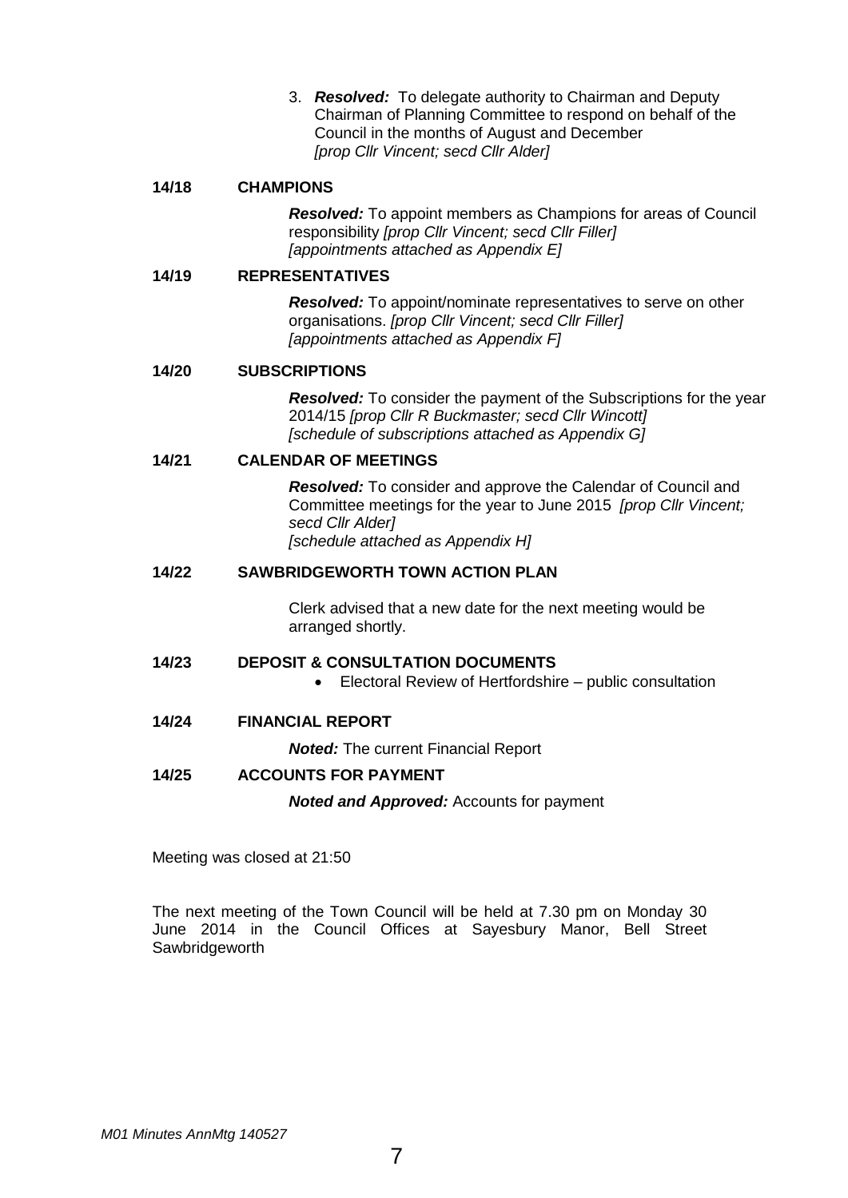3. ***Resolved:*** To delegate authority to Chairman and Deputy Chairman of Planning Committee to respond on behalf of the Council in the months of August and December *[prop Cllr Vincent; secd Cllr Alder]*

**14/18 CHAMPIONS**

***Resolved:*** To appoint members as Champions for areas of Council responsibility *[prop Cllr Vincent; secd Cllr Filler]*
*[appointments attached as Appendix E]*

**14/19 REPRESENTATIVES**

***Resolved:*** To appoint/nominate representatives to serve on other organisations. *[prop Cllr Vincent; secd Cllr Filler]*
*[appointments attached as Appendix F]*

**14/20 SUBSCRIPTIONS**

***Resolved:*** To consider the payment of the Subscriptions for the year 2014/15 *[prop Cllr R Buckmaster; secd Cllr Wincott]*
*[schedule of subscriptions attached as Appendix G]*

**14/21 CALENDAR OF MEETINGS**

***Resolved:*** To consider and approve the Calendar of Council and Committee meetings for the year to June 2015 *[prop Cllr Vincent; secd Cllr Alder]*
*[schedule attached as Appendix H]*

**14/22 SAWBRIDGEWORTH TOWN ACTION PLAN**

Clerk advised that a new date for the next meeting would be arranged shortly.

**14/23 DEPOSIT & CONSULTATION DOCUMENTS**

- Electoral Review of Hertfordshire – public consultation

**14/24 FINANCIAL REPORT**

***Noted:*** The current Financial Report

**14/25 ACCOUNTS FOR PAYMENT**

***Noted and Approved:*** Accounts for payment

Meeting was closed at 21:50

The next meeting of the Town Council will be held at 7.30 pm on Monday 30 June 2014 in the Council Offices at Sayesbury Manor, Bell Street Sawbridgeworth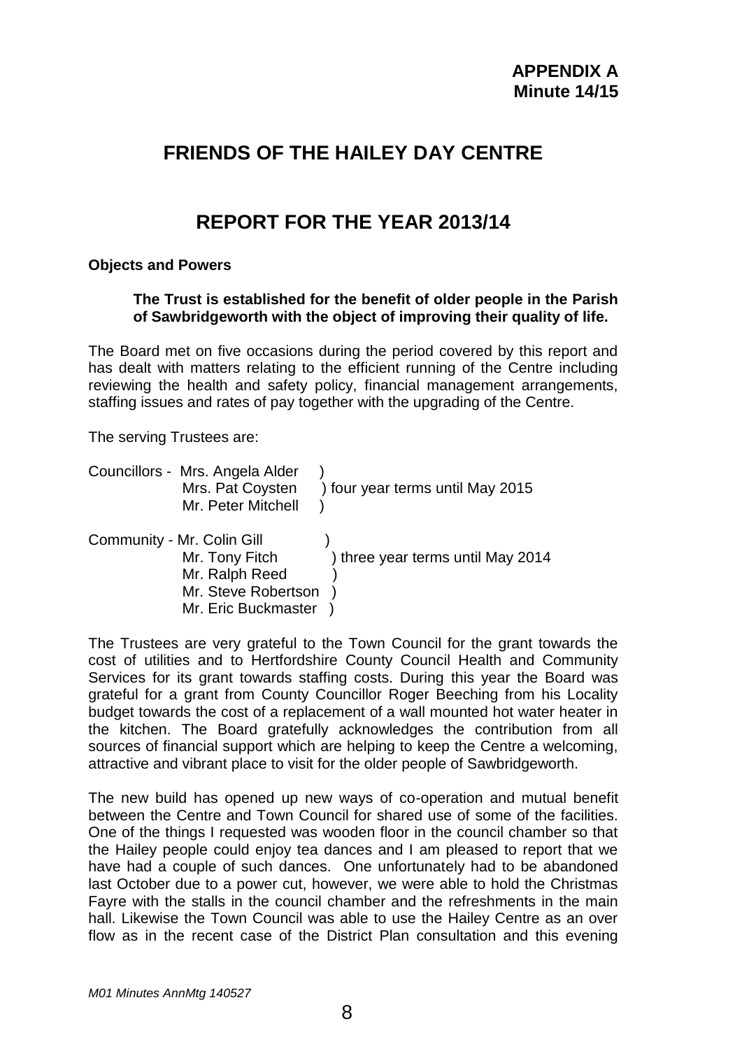**APPENDIX A**
**Minute 14/15**

# FRIENDS OF THE HAILEY DAY CENTRE

# REPORT FOR THE YEAR 2013/14

**Objects and Powers**

> **The Trust is established for the benefit of older people in the Parish of Sawbridgeworth with the object of improving their quality of life.**

The Board met on five occasions during the period covered by this report and has dealt with matters relating to the efficient running of the Centre including reviewing the health and safety policy, financial management arrangements, staffing issues and rates of pay together with the upgrading of the Centre.

The serving Trustees are:

Councillors - Mrs. Angela Alder )
Mrs. Pat Coysten ) four year terms until May 2015
Mr. Peter Mitchell )

Community - Mr. Colin Gill )
Mr. Tony Fitch ) three year terms until May 2014
Mr. Ralph Reed )
Mr. Steve Robertson )
Mr. Eric Buckmaster )

The Trustees are very grateful to the Town Council for the grant towards the cost of utilities and to Hertfordshire County Council Health and Community Services for its grant towards staffing costs. During this year the Board was grateful for a grant from County Councillor Roger Beeching from his Locality budget towards the cost of a replacement of a wall mounted hot water heater in the kitchen. The Board gratefully acknowledges the contribution from all sources of financial support which are helping to keep the Centre a welcoming, attractive and vibrant place to visit for the older people of Sawbridgeworth.

The new build has opened up new ways of co-operation and mutual benefit between the Centre and Town Council for shared use of some of the facilities. One of the things I requested was wooden floor in the council chamber so that the Hailey people could enjoy tea dances and I am pleased to report that we have had a couple of such dances. One unfortunately had to be abandoned last October due to a power cut, however, we were able to hold the Christmas Fayre with the stalls in the council chamber and the refreshments in the main hall. Likewise the Town Council was able to use the Hailey Centre as an over flow as in the recent case of the District Plan consultation and this evening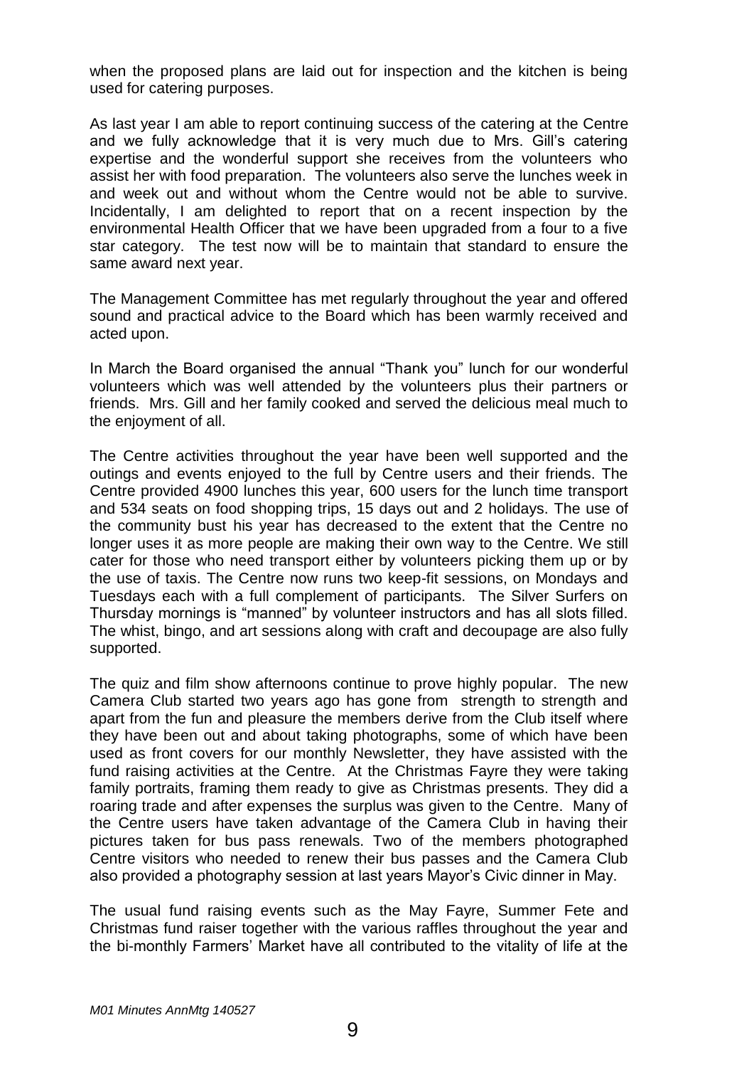when the proposed plans are laid out for inspection and the kitchen is being used for catering purposes.

As last year I am able to report continuing success of the catering at the Centre and we fully acknowledge that it is very much due to Mrs. Gill's catering expertise and the wonderful support she receives from the volunteers who assist her with food preparation. The volunteers also serve the lunches week in and week out and without whom the Centre would not be able to survive. Incidentally, I am delighted to report that on a recent inspection by the environmental Health Officer that we have been upgraded from a four to a five star category. The test now will be to maintain that standard to ensure the same award next year.

The Management Committee has met regularly throughout the year and offered sound and practical advice to the Board which has been warmly received and acted upon.

In March the Board organised the annual "Thank you" lunch for our wonderful volunteers which was well attended by the volunteers plus their partners or friends. Mrs. Gill and her family cooked and served the delicious meal much to the enjoyment of all.

The Centre activities throughout the year have been well supported and the outings and events enjoyed to the full by Centre users and their friends. The Centre provided 4900 lunches this year, 600 users for the lunch time transport and 534 seats on food shopping trips, 15 days out and 2 holidays. The use of the community bust his year has decreased to the extent that the Centre no longer uses it as more people are making their own way to the Centre. We still cater for those who need transport either by volunteers picking them up or by the use of taxis. The Centre now runs two keep-fit sessions, on Mondays and Tuesdays each with a full complement of participants. The Silver Surfers on Thursday mornings is "manned" by volunteer instructors and has all slots filled. The whist, bingo, and art sessions along with craft and decoupage are also fully supported.

The quiz and film show afternoons continue to prove highly popular. The new Camera Club started two years ago has gone from strength to strength and apart from the fun and pleasure the members derive from the Club itself where they have been out and about taking photographs, some of which have been used as front covers for our monthly Newsletter, they have assisted with the fund raising activities at the Centre. At the Christmas Fayre they were taking family portraits, framing them ready to give as Christmas presents. They did a roaring trade and after expenses the surplus was given to the Centre. Many of the Centre users have taken advantage of the Camera Club in having their pictures taken for bus pass renewals. Two of the members photographed Centre visitors who needed to renew their bus passes and the Camera Club also provided a photography session at last years Mayor's Civic dinner in May.

The usual fund raising events such as the May Fayre, Summer Fete and Christmas fund raiser together with the various raffles throughout the year and the bi-monthly Farmers' Market have all contributed to the vitality of life at the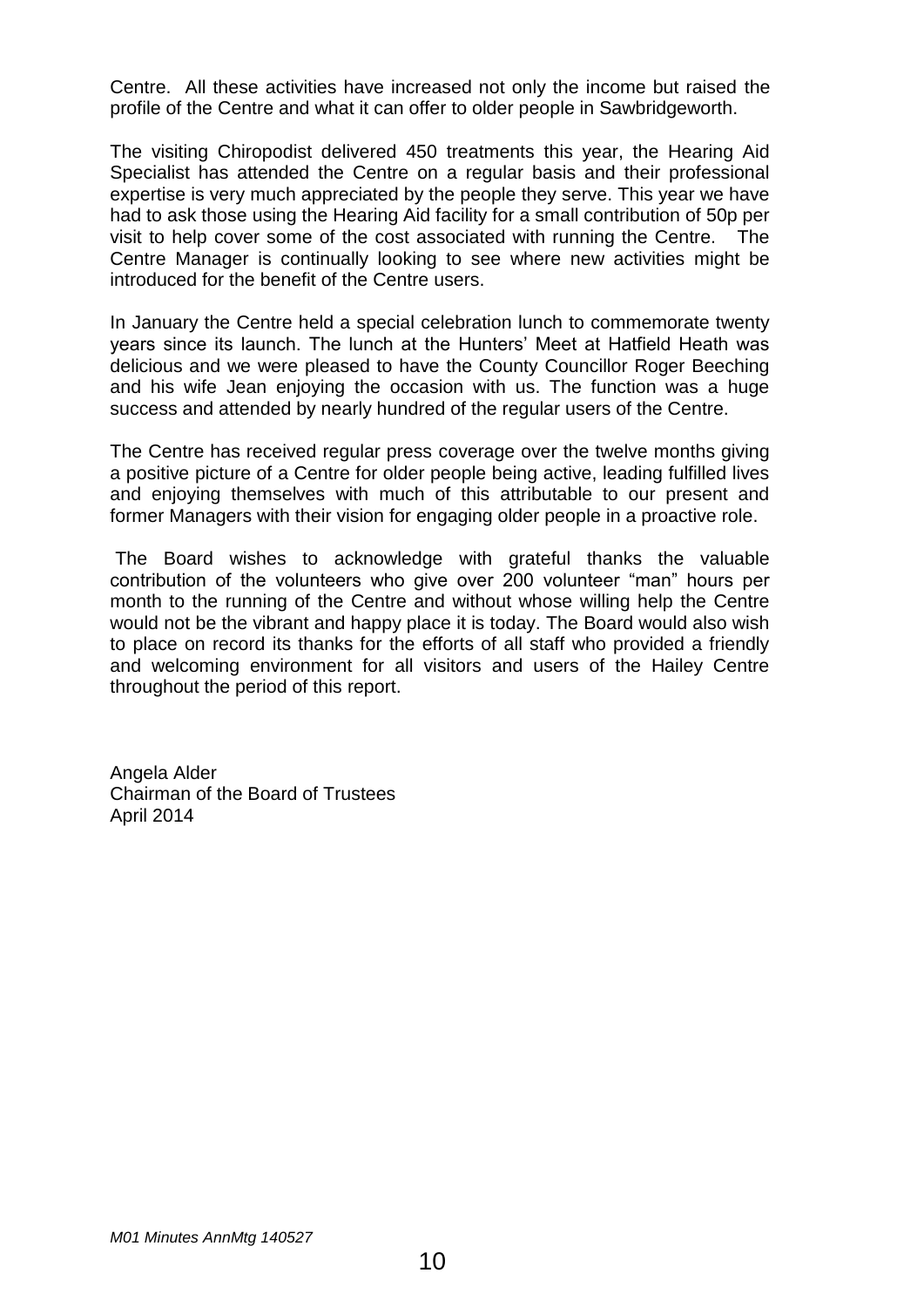Centre. All these activities have increased not only the income but raised the profile of the Centre and what it can offer to older people in Sawbridgeworth.

The visiting Chiropodist delivered 450 treatments this year, the Hearing Aid Specialist has attended the Centre on a regular basis and their professional expertise is very much appreciated by the people they serve. This year we have had to ask those using the Hearing Aid facility for a small contribution of 50p per visit to help cover some of the cost associated with running the Centre. The Centre Manager is continually looking to see where new activities might be introduced for the benefit of the Centre users.

In January the Centre held a special celebration lunch to commemorate twenty years since its launch. The lunch at the Hunters' Meet at Hatfield Heath was delicious and we were pleased to have the County Councillor Roger Beeching and his wife Jean enjoying the occasion with us. The function was a huge success and attended by nearly hundred of the regular users of the Centre.

The Centre has received regular press coverage over the twelve months giving a positive picture of a Centre for older people being active, leading fulfilled lives and enjoying themselves with much of this attributable to our present and former Managers with their vision for engaging older people in a proactive role.

The Board wishes to acknowledge with grateful thanks the valuable contribution of the volunteers who give over 200 volunteer "man" hours per month to the running of the Centre and without whose willing help the Centre would not be the vibrant and happy place it is today. The Board would also wish to place on record its thanks for the efforts of all staff who provided a friendly and welcoming environment for all visitors and users of the Hailey Centre throughout the period of this report.

Angela Alder
Chairman of the Board of Trustees
April 2014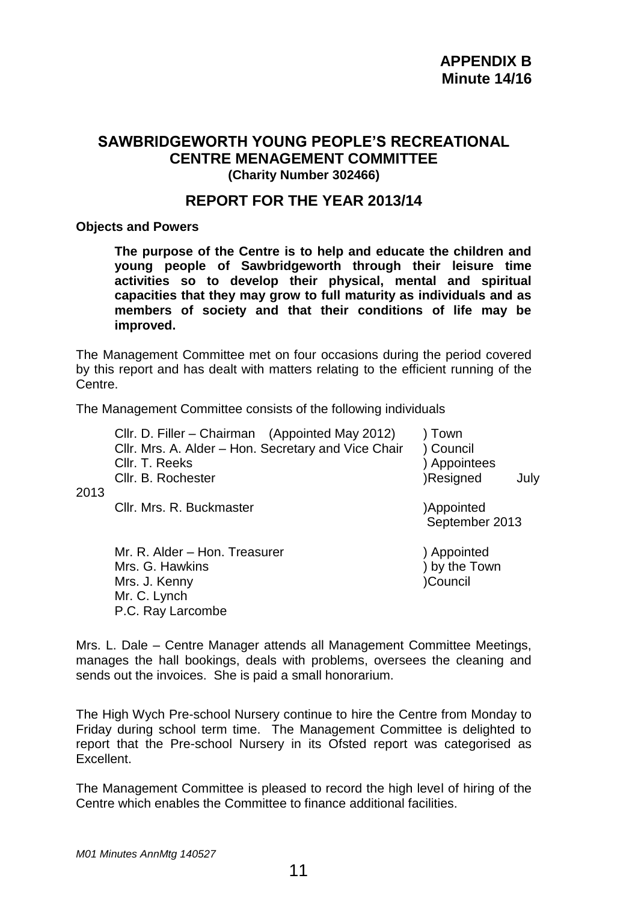**APPENDIX B**
**Minute 14/16**

## SAWBRIDGEWORTH YOUNG PEOPLE'S RECREATIONAL CENTRE MENAGEMENT COMMITTEE
**(Charity Number 302466)**

## REPORT FOR THE YEAR 2013/14

**Objects and Powers**

**The purpose of the Centre is to help and educate the children and young people of Sawbridgeworth through their leisure time activities so to develop their physical, mental and spiritual capacities that they may grow to full maturity as individuals and as members of society and that their conditions of life may be improved.**

The Management Committee met on four occasions during the period covered by this report and has dealt with matters relating to the efficient running of the Centre.

The Management Committee consists of the following individuals

| | |
|---|---|
| Cllr. D. Filler – Chairman (Appointed May 2012) | ) Town |
| Cllr. Mrs. A. Alder – Hon. Secretary and Vice Chair | ) Council |
| Cllr. T. Reeks | ) Appointees |
| Cllr. B. Rochester | )Resigned July 2013 |
| Cllr. Mrs. R. Buckmaster | )Appointed September 2013 |
| | |
| Mr. R. Alder – Hon. Treasurer | ) Appointed |
| Mrs. G. Hawkins | ) by the Town |
| Mrs. J. Kenny | )Council |
| Mr. C. Lynch | |
| P.C. Ray Larcombe | |

Mrs. L. Dale – Centre Manager attends all Management Committee Meetings, manages the hall bookings, deals with problems, oversees the cleaning and sends out the invoices. She is paid a small honorarium.

The High Wych Pre-school Nursery continue to hire the Centre from Monday to Friday during school term time. The Management Committee is delighted to report that the Pre-school Nursery in its Ofsted report was categorised as Excellent.

The Management Committee is pleased to record the high level of hiring of the Centre which enables the Committee to finance additional facilities.

*M01 Minutes AnnMtg 140527*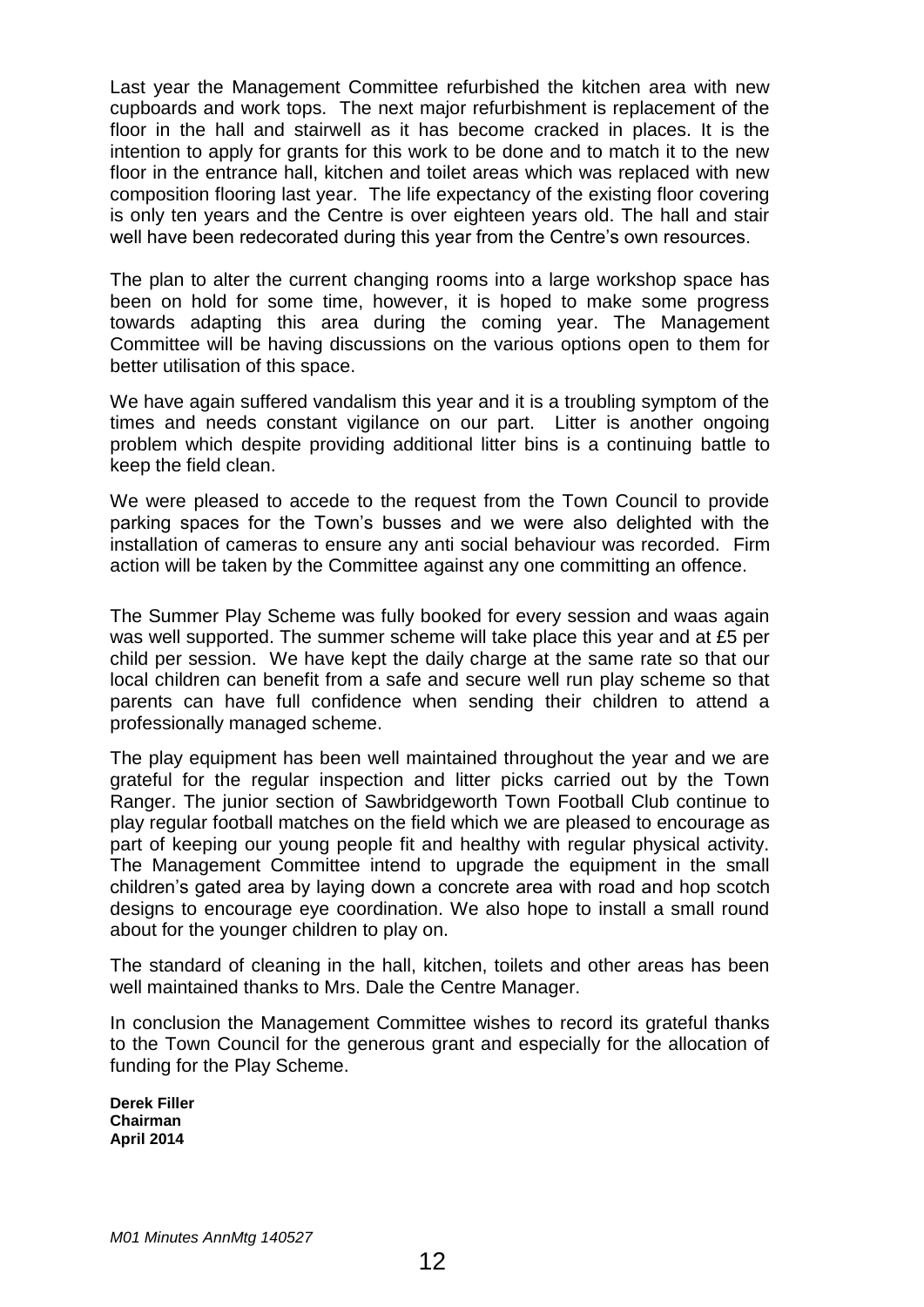Last year the Management Committee refurbished the kitchen area with new cupboards and work tops. The next major refurbishment is replacement of the floor in the hall and stairwell as it has become cracked in places. It is the intention to apply for grants for this work to be done and to match it to the new floor in the entrance hall, kitchen and toilet areas which was replaced with new composition flooring last year. The life expectancy of the existing floor covering is only ten years and the Centre is over eighteen years old. The hall and stair well have been redecorated during this year from the Centre's own resources.

The plan to alter the current changing rooms into a large workshop space has been on hold for some time, however, it is hoped to make some progress towards adapting this area during the coming year. The Management Committee will be having discussions on the various options open to them for better utilisation of this space.

We have again suffered vandalism this year and it is a troubling symptom of the times and needs constant vigilance on our part. Litter is another ongoing problem which despite providing additional litter bins is a continuing battle to keep the field clean.

We were pleased to accede to the request from the Town Council to provide parking spaces for the Town's busses and we were also delighted with the installation of cameras to ensure any anti social behaviour was recorded. Firm action will be taken by the Committee against any one committing an offence.

The Summer Play Scheme was fully booked for every session and waas again was well supported. The summer scheme will take place this year and at £5 per child per session. We have kept the daily charge at the same rate so that our local children can benefit from a safe and secure well run play scheme so that parents can have full confidence when sending their children to attend a professionally managed scheme.

The play equipment has been well maintained throughout the year and we are grateful for the regular inspection and litter picks carried out by the Town Ranger. The junior section of Sawbridgeworth Town Football Club continue to play regular football matches on the field which we are pleased to encourage as part of keeping our young people fit and healthy with regular physical activity. The Management Committee intend to upgrade the equipment in the small children's gated area by laying down a concrete area with road and hop scotch designs to encourage eye coordination. We also hope to install a small round about for the younger children to play on.

The standard of cleaning in the hall, kitchen, toilets and other areas has been well maintained thanks to Mrs. Dale the Centre Manager.

In conclusion the Management Committee wishes to record its grateful thanks to the Town Council for the generous grant and especially for the allocation of funding for the Play Scheme.

**Derek Filler**
**Chairman**
**April 2014**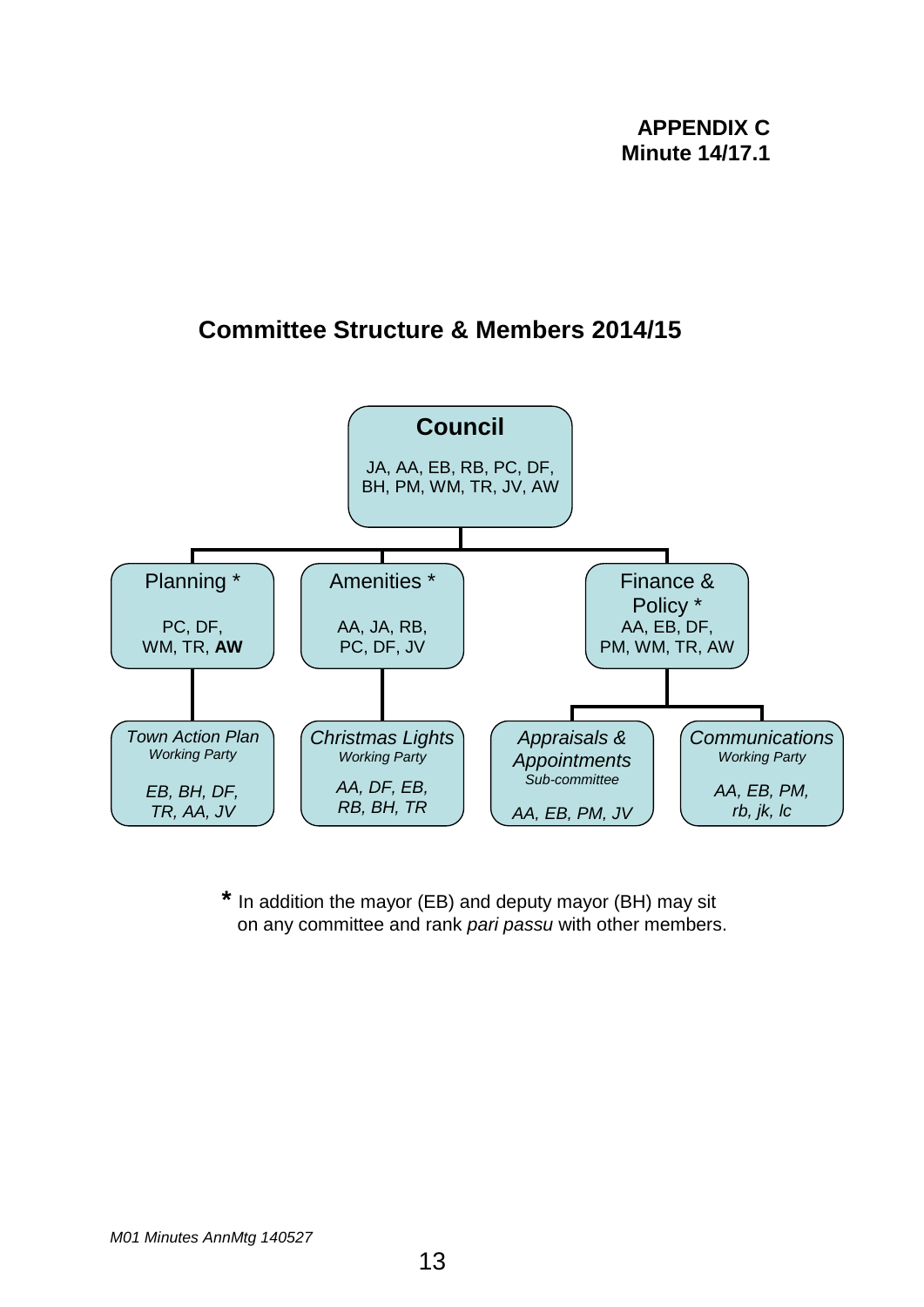**APPENDIX C**
**Minute 14/17.1**

## Committee Structure & Members 2014/15

**Council**
JA, AA, EB, RB, PC, DF, BH, PM, WM, TR, JV, AW

- **Planning ***
  PC, DF, WM, TR, **AW**
  - *Town Action Plan* *Working Party*
    *EB, BH, DF, TR, AA, JV*
- **Amenities ***
  AA, JA, RB, PC, DF, JV
  - *Christmas Lights* *Working Party*
    *AA, DF, EB, RB, BH, TR*
- **Finance & Policy ***
  AA, EB, DF, PM, WM, TR, AW
  - *Appraisals & Appointments* *Sub-committee*
    *AA, EB, PM, JV*
  - *Communications* *Working Party*
    *AA, EB, PM, rb, jk, lc*

**\*** In addition the mayor (EB) and deputy mayor (BH) may sit on any committee and rank *pari passu* with other members.

*M01 Minutes AnnMtg 140527*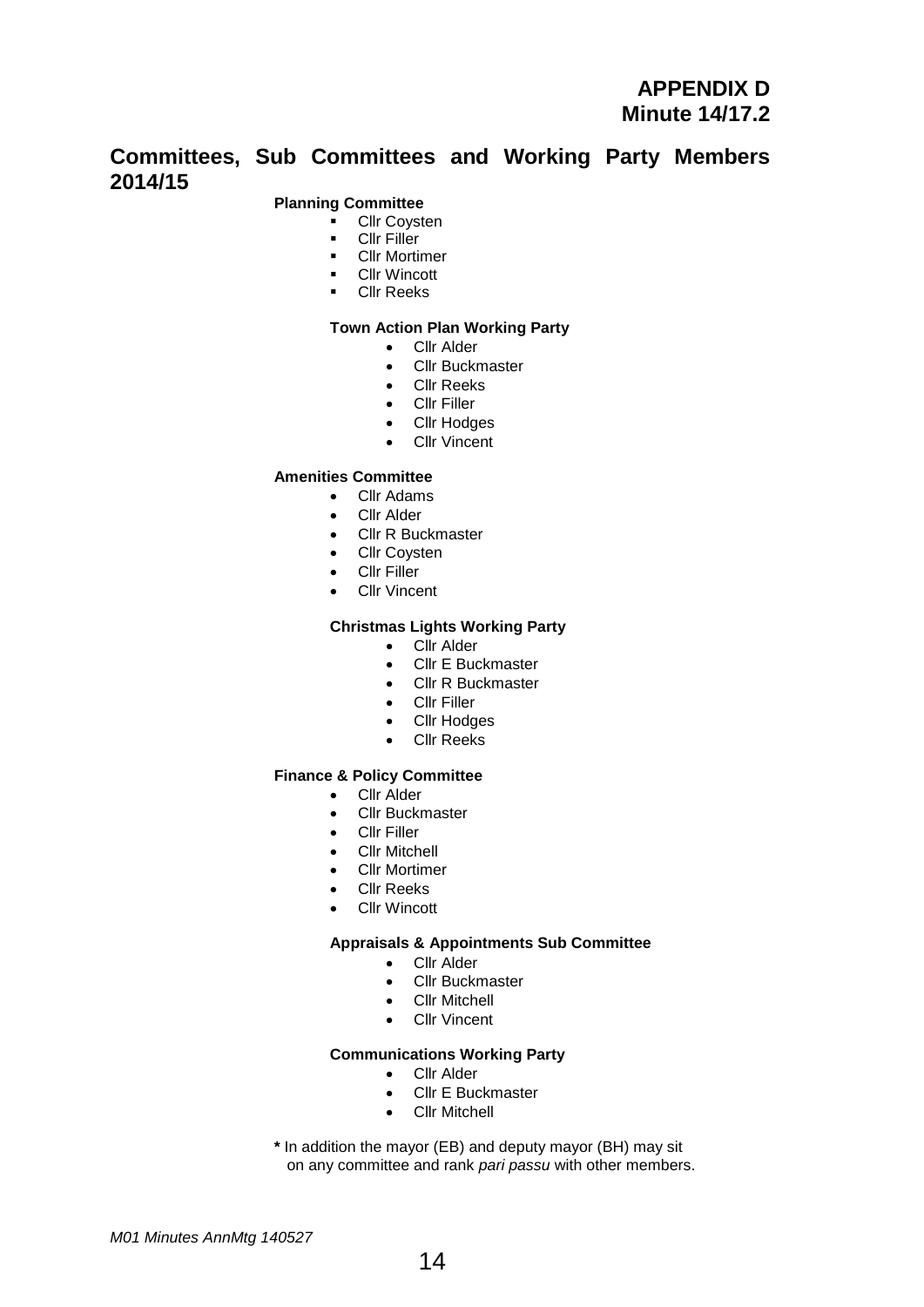**APPENDIX D**
**Minute 14/17.2**

## Committees, Sub Committees and Working Party Members 2014/15

**Planning Committee**

- Cllr Coysten
- Cllr Filler
- Cllr Mortimer
- Cllr Wincott
- Cllr Reeks

**Town Action Plan Working Party**

- Cllr Alder
- Cllr Buckmaster
- Cllr Reeks
- Cllr Filler
- Cllr Hodges
- Cllr Vincent

**Amenities Committee**

- Cllr Adams
- Cllr Alder
- Cllr R Buckmaster
- Cllr Coysten
- Cllr Filler
- Cllr Vincent

**Christmas Lights Working Party**

- Cllr Alder
- Cllr E Buckmaster
- Cllr R Buckmaster
- Cllr Filler
- Cllr Hodges
- Cllr Reeks

**Finance & Policy Committee**

- Cllr Alder
- Cllr Buckmaster
- Cllr Filler
- Cllr Mitchell
- Cllr Mortimer
- Cllr Reeks
- Cllr Wincott

**Appraisals & Appointments Sub Committee**

- Cllr Alder
- Cllr Buckmaster
- Cllr Mitchell
- Cllr Vincent

**Communications Working Party**

- Cllr Alder
- Cllr E Buckmaster
- Cllr Mitchell

**\*** In addition the mayor (EB) and deputy mayor (BH) may sit on any committee and rank *pari passu* with other members.

*M01 Minutes AnnMtg 140527*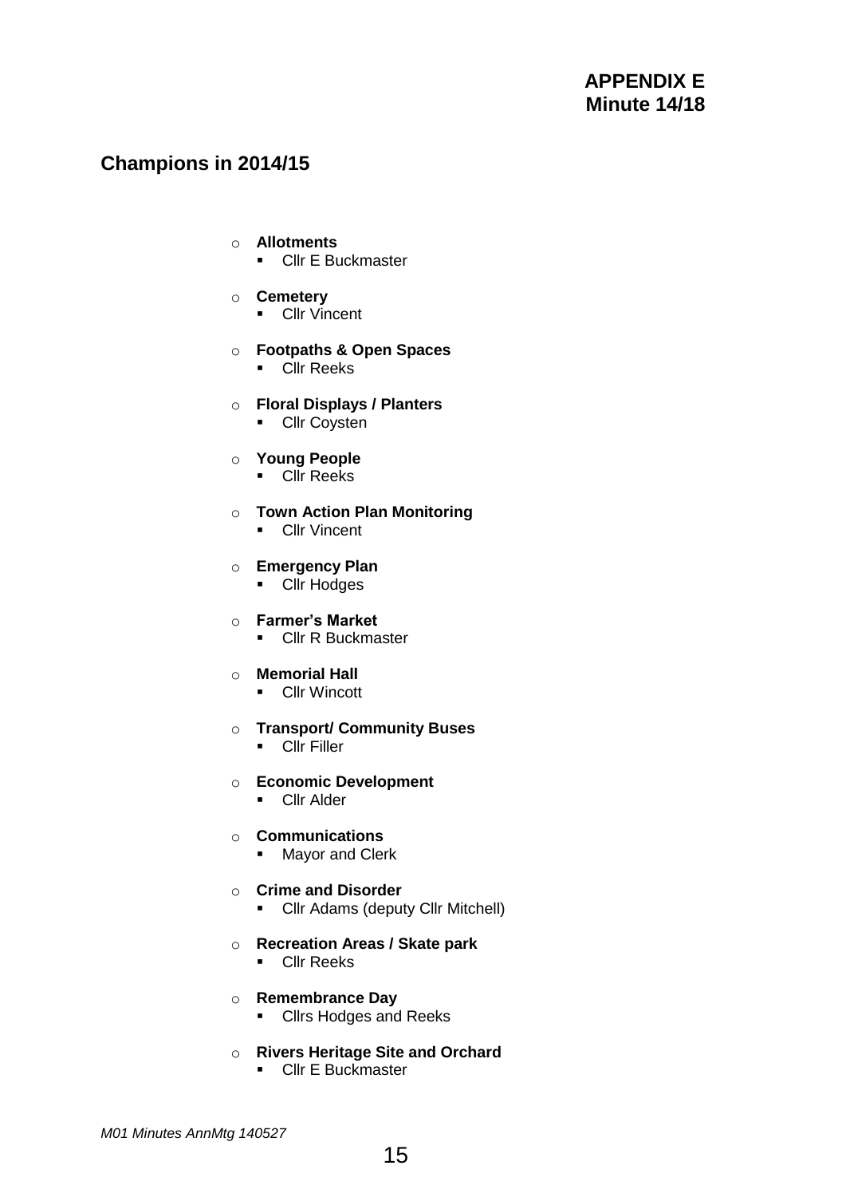**APPENDIX E**
**Minute 14/18**

## Champions in 2014/15

- **Allotments**
  - Cllr E Buckmaster
- **Cemetery**
  - Cllr Vincent
- **Footpaths & Open Spaces**
  - Cllr Reeks
- **Floral Displays / Planters**
  - Cllr Coysten
- **Young People**
  - Cllr Reeks
- **Town Action Plan Monitoring**
  - Cllr Vincent
- **Emergency Plan**
  - Cllr Hodges
- **Farmer's Market**
  - Cllr R Buckmaster
- **Memorial Hall**
  - Cllr Wincott
- **Transport/ Community Buses**
  - Cllr Filler
- **Economic Development**
  - Cllr Alder
- **Communications**
  - Mayor and Clerk
- **Crime and Disorder**
  - Cllr Adams (deputy Cllr Mitchell)
- **Recreation Areas / Skate park**
  - Cllr Reeks
- **Remembrance Day**
  - Cllrs Hodges and Reeks
- **Rivers Heritage Site and Orchard**
  - Cllr E Buckmaster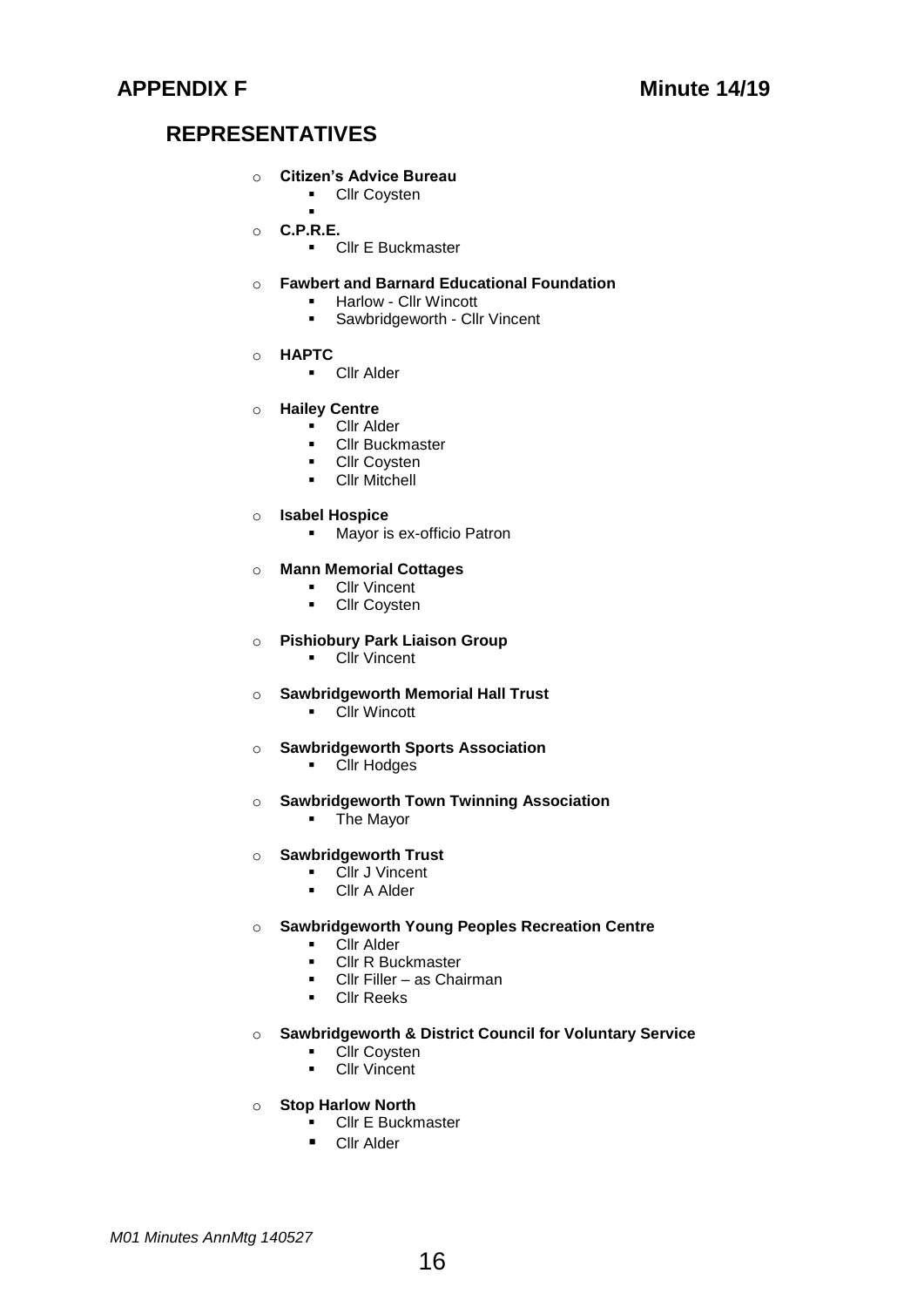**APPENDIX F** **Minute 14/19**

## REPRESENTATIVES

- **Citizen's Advice Bureau**
  - Cllr Coysten
  -
- **C.P.R.E.**
  - Cllr E Buckmaster
- **Fawbert and Barnard Educational Foundation**
  - Harlow - Cllr Wincott
  - Sawbridgeworth - Cllr Vincent
- **HAPTC**
  - Cllr Alder
- **Hailey Centre**
  - Cllr Alder
  - Cllr Buckmaster
  - Cllr Coysten
  - Cllr Mitchell
- **Isabel Hospice**
  - Mayor is ex-officio Patron
- **Mann Memorial Cottages**
  - Cllr Vincent
  - Cllr Coysten
- **Pishiobury Park Liaison Group**
  - Cllr Vincent
- **Sawbridgeworth Memorial Hall Trust**
  - Cllr Wincott
- **Sawbridgeworth Sports Association**
  - Cllr Hodges
- **Sawbridgeworth Town Twinning Association**
  - The Mayor
- **Sawbridgeworth Trust**
  - Cllr J Vincent
  - Cllr A Alder
- **Sawbridgeworth Young Peoples Recreation Centre**
  - Cllr Alder
  - Cllr R Buckmaster
  - Cllr Filler – as Chairman
  - Cllr Reeks
- **Sawbridgeworth & District Council for Voluntary Service**
  - Cllr Coysten
  - Cllr Vincent
- **Stop Harlow North**
  - Cllr E Buckmaster
  - Cllr Alder

*M01 Minutes AnnMtg 140527*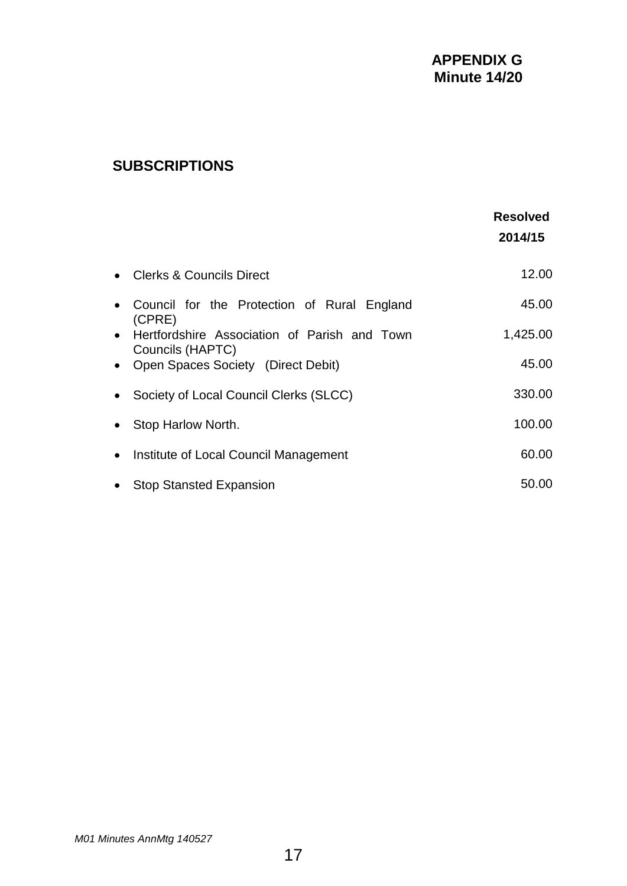**APPENDIX G**
**Minute 14/20**

## SUBSCRIPTIONS

| | Resolved 2014/15 |
|---|---|
| • Clerks & Councils Direct | 12.00 |
| • Council for the Protection of Rural England (CPRE) | 45.00 |
| • Hertfordshire Association of Parish and Town Councils (HAPTC) | 1,425.00 |
| • Open Spaces Society (Direct Debit) | 45.00 |
| • Society of Local Council Clerks (SLCC) | 330.00 |
| • Stop Harlow North. | 100.00 |
| • Institute of Local Council Management | 60.00 |
| • Stop Stansted Expansion | 50.00 |

*M01 Minutes AnnMtg 140527*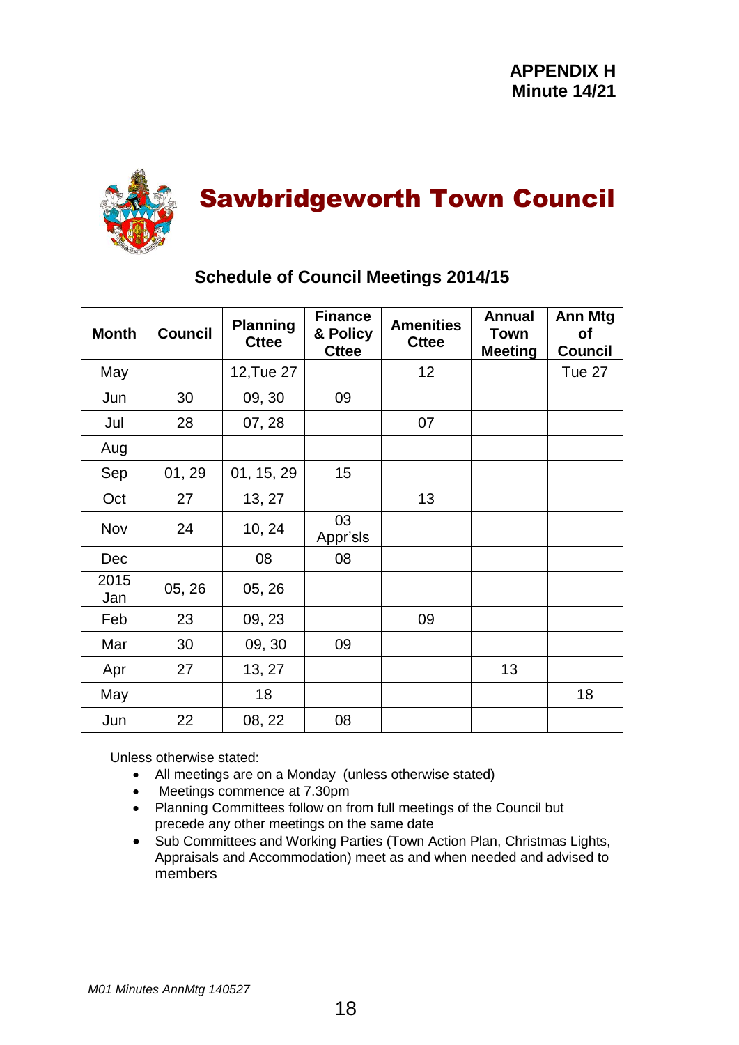**APPENDIX H**
**Minute 14/21**

# Sawbridgeworth Town Council

## Schedule of Council Meetings 2014/15

| Month | Council | Planning Cttee | Finance & Policy Cttee | Amenities Cttee | Annual Town Meeting | Ann Mtg of Council |
|---|---|---|---|---|---|---|
| May | | 12,Tue 27 | | 12 | | Tue 27 |
| Jun | 30 | 09, 30 | 09 | | | |
| Jul | 28 | 07, 28 | | 07 | | |
| Aug | | | | | | |
| Sep | 01, 29 | 01, 15, 29 | 15 | | | |
| Oct | 27 | 13, 27 | | 13 | | |
| Nov | 24 | 10, 24 | 03 Appr'sls | | | |
| Dec | | 08 | 08 | | | |
| 2015 Jan | 05, 26 | 05, 26 | | | | |
| Feb | 23 | 09, 23 | | 09 | | |
| Mar | 30 | 09, 30 | 09 | | | |
| Apr | 27 | 13, 27 | | | 13 | |
| May | | 18 | | | | 18 |
| Jun | 22 | 08, 22 | 08 | | | |

Unless otherwise stated:

- All meetings are on a Monday (unless otherwise stated)
- Meetings commence at 7.30pm
- Planning Committees follow on from full meetings of the Council but precede any other meetings on the same date
- Sub Committees and Working Parties (Town Action Plan, Christmas Lights, Appraisals and Accommodation) meet as and when needed and advised to members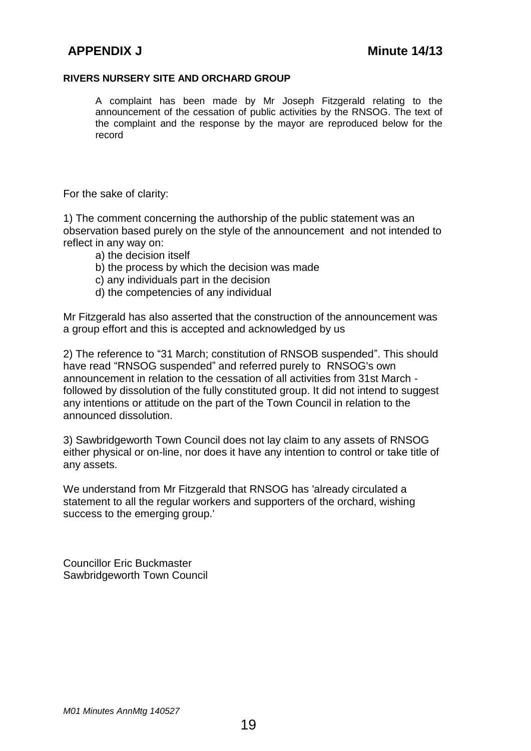**APPENDIX J** **Minute 14/13**

**RIVERS NURSERY SITE AND ORCHARD GROUP**

A complaint has been made by Mr Joseph Fitzgerald relating to the announcement of the cessation of public activities by the RNSOG. The text of the complaint and the response by the mayor are reproduced below for the record

For the sake of clarity:

1) The comment concerning the authorship of the public statement was an observation based purely on the style of the announcement and not intended to reflect in any way on:

a) the decision itself
b) the process by which the decision was made
c) any individuals part in the decision
d) the competencies of any individual

Mr Fitzgerald has also asserted that the construction of the announcement was a group effort and this is accepted and acknowledged by us

2) The reference to "31 March; constitution of RNSOB suspended". This should have read "RNSOG suspended" and referred purely to RNSOG's own announcement in relation to the cessation of all activities from 31st March - followed by dissolution of the fully constituted group. It did not intend to suggest any intentions or attitude on the part of the Town Council in relation to the announced dissolution.

3) Sawbridgeworth Town Council does not lay claim to any assets of RNSOG either physical or on-line, nor does it have any intention to control or take title of any assets.

We understand from Mr Fitzgerald that RNSOG has 'already circulated a statement to all the regular workers and supporters of the orchard, wishing success to the emerging group.'

Councillor Eric Buckmaster
Sawbridgeworth Town Council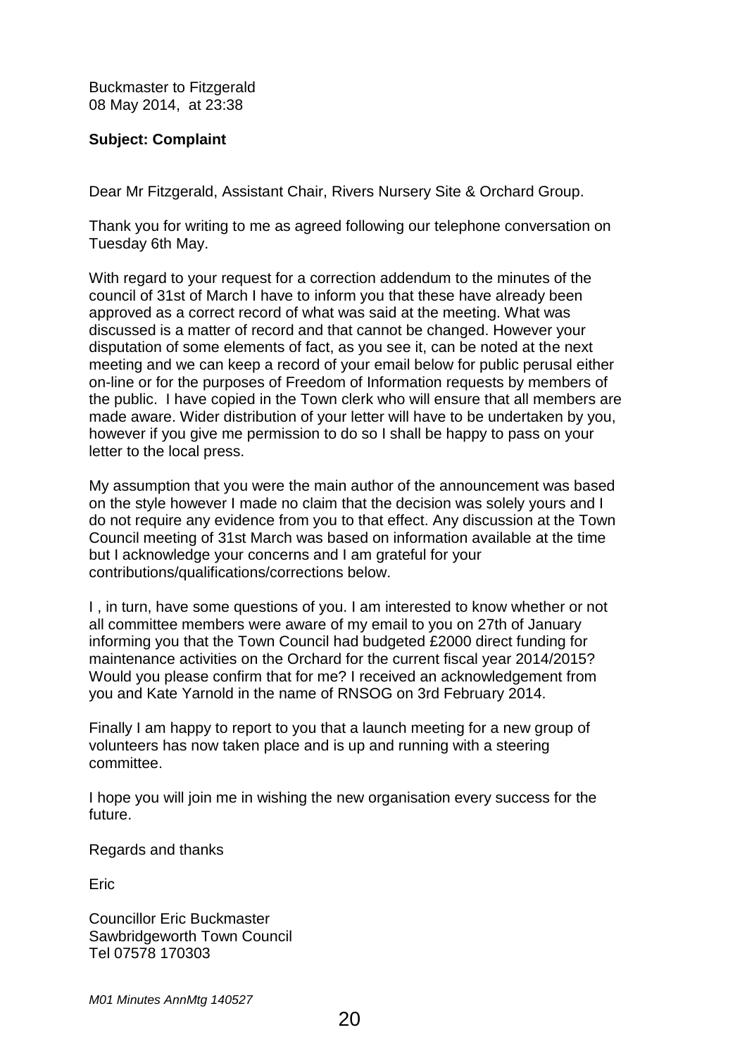Buckmaster to Fitzgerald
08 May 2014, at 23:38

**Subject: Complaint**

Dear Mr Fitzgerald, Assistant Chair, Rivers Nursery Site & Orchard Group.

Thank you for writing to me as agreed following our telephone conversation on Tuesday 6th May.

With regard to your request for a correction addendum to the minutes of the council of 31st of March I have to inform you that these have already been approved as a correct record of what was said at the meeting. What was discussed is a matter of record and that cannot be changed. However your disputation of some elements of fact, as you see it, can be noted at the next meeting and we can keep a record of your email below for public perusal either on-line or for the purposes of Freedom of Information requests by members of the public. I have copied in the Town clerk who will ensure that all members are made aware. Wider distribution of your letter will have to be undertaken by you, however if you give me permission to do so I shall be happy to pass on your letter to the local press.

My assumption that you were the main author of the announcement was based on the style however I made no claim that the decision was solely yours and I do not require any evidence from you to that effect. Any discussion at the Town Council meeting of 31st March was based on information available at the time but I acknowledge your concerns and I am grateful for your contributions/qualifications/corrections below.

I , in turn, have some questions of you. I am interested to know whether or not all committee members were aware of my email to you on 27th of January informing you that the Town Council had budgeted £2000 direct funding for maintenance activities on the Orchard for the current fiscal year 2014/2015? Would you please confirm that for me? I received an acknowledgement from you and Kate Yarnold in the name of RNSOG on 3rd February 2014.

Finally I am happy to report to you that a launch meeting for a new group of volunteers has now taken place and is up and running with a steering committee.

I hope you will join me in wishing the new organisation every success for the future.

Regards and thanks

Eric

Councillor Eric Buckmaster
Sawbridgeworth Town Council
Tel 07578 170303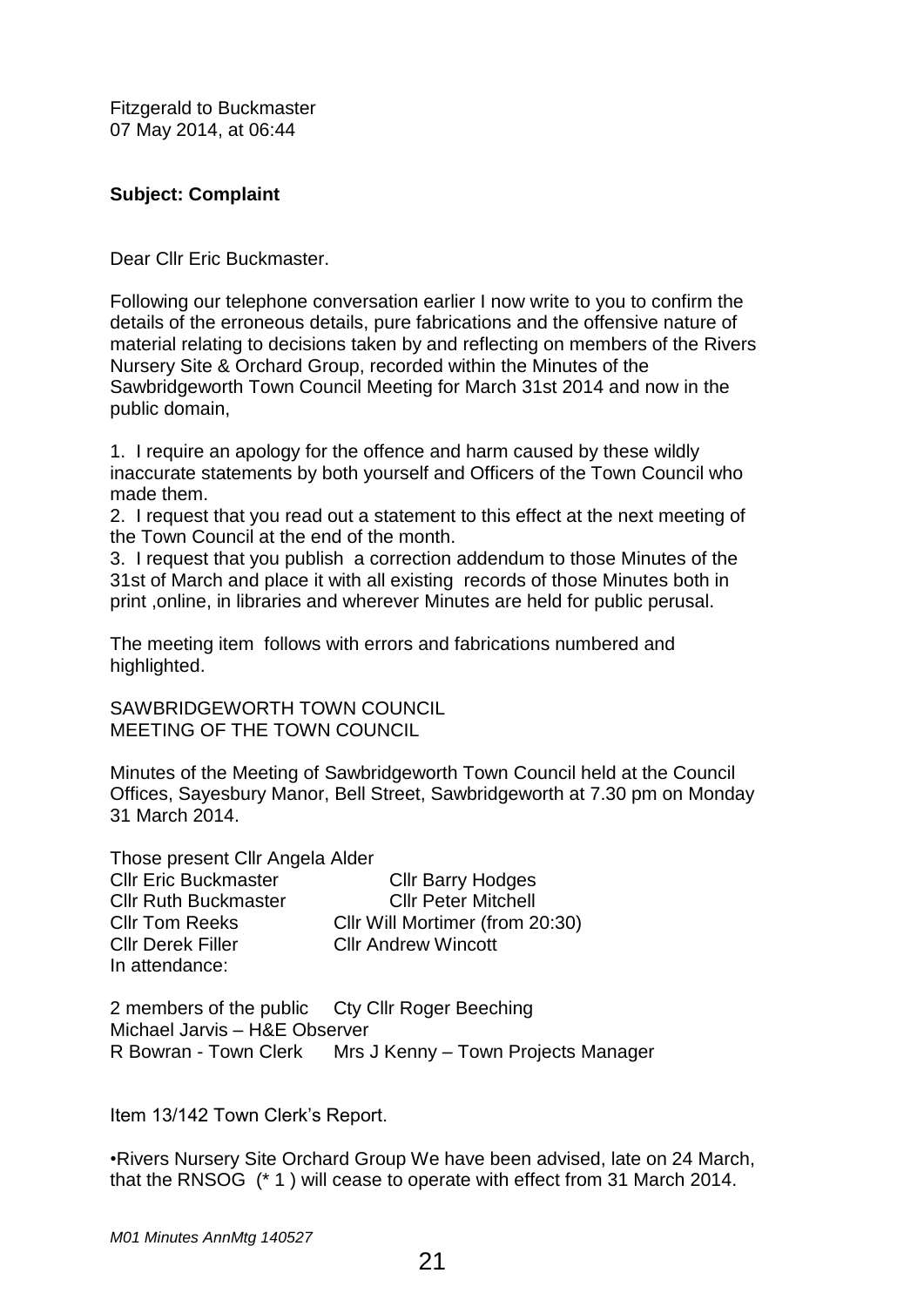Fitzgerald to Buckmaster
07 May 2014, at 06:44

**Subject: Complaint**

Dear Cllr Eric Buckmaster.

Following our telephone conversation earlier I now write to you to confirm the details of the erroneous details, pure fabrications and the offensive nature of material relating to decisions taken by and reflecting on members of the Rivers Nursery Site & Orchard Group, recorded within the Minutes of the Sawbridgeworth Town Council Meeting for March 31st 2014 and now in the public domain,

1. I require an apology for the offence and harm caused by these wildly inaccurate statements by both yourself and Officers of the Town Council who made them.
2. I request that you read out a statement to this effect at the next meeting of the Town Council at the end of the month.
3. I request that you publish a correction addendum to those Minutes of the 31st of March and place it with all existing records of those Minutes both in print ,online, in libraries and wherever Minutes are held for public perusal.

The meeting item follows with errors and fabrications numbered and highlighted.

SAWBRIDGEWORTH TOWN COUNCIL
MEETING OF THE TOWN COUNCIL

Minutes of the Meeting of Sawbridgeworth Town Council held at the Council Offices, Sayesbury Manor, Bell Street, Sawbridgeworth at 7.30 pm on Monday 31 March 2014.

Those present Cllr Angela Alder

| | |
|---|---|
| Cllr Eric Buckmaster | Cllr Barry Hodges |
| Cllr Ruth Buckmaster | Cllr Peter Mitchell |
| Cllr Tom Reeks | Cllr Will Mortimer (from 20:30) |
| Cllr Derek Filler | Cllr Andrew Wincott |

In attendance:

| | |
|---|---|
| 2 members of the public | Cty Cllr Roger Beeching |
| Michael Jarvis – H&E Observer | |
| R Bowran - Town Clerk | Mrs J Kenny – Town Projects Manager |

Item 13/142 Town Clerk's Report.

•Rivers Nursery Site Orchard Group We have been advised, late on 24 March, that the RNSOG (* 1 ) will cease to operate with effect from 31 March 2014.

*M01 Minutes AnnMtg 140527*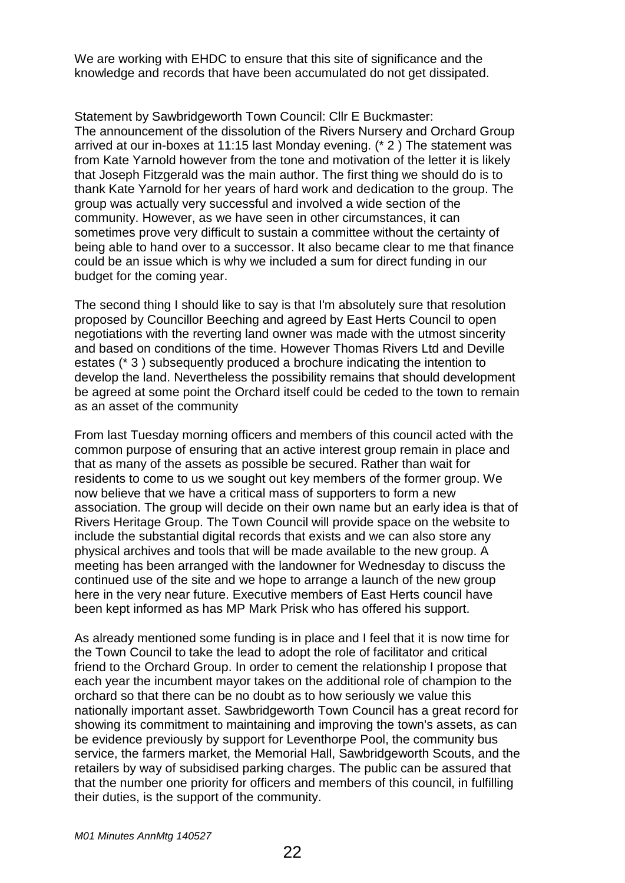We are working with EHDC to ensure that this site of significance and the knowledge and records that have been accumulated do not get dissipated.

Statement by Sawbridgeworth Town Council: Cllr E Buckmaster:
The announcement of the dissolution of the Rivers Nursery and Orchard Group arrived at our in-boxes at 11:15 last Monday evening. (* 2 ) The statement was from Kate Yarnold however from the tone and motivation of the letter it is likely that Joseph Fitzgerald was the main author. The first thing we should do is to thank Kate Yarnold for her years of hard work and dedication to the group. The group was actually very successful and involved a wide section of the community. However, as we have seen in other circumstances, it can sometimes prove very difficult to sustain a committee without the certainty of being able to hand over to a successor. It also became clear to me that finance could be an issue which is why we included a sum for direct funding in our budget for the coming year.

The second thing I should like to say is that I'm absolutely sure that resolution proposed by Councillor Beeching and agreed by East Herts Council to open negotiations with the reverting land owner was made with the utmost sincerity and based on conditions of the time. However Thomas Rivers Ltd and Deville estates (* 3 ) subsequently produced a brochure indicating the intention to develop the land. Nevertheless the possibility remains that should development be agreed at some point the Orchard itself could be ceded to the town to remain as an asset of the community

From last Tuesday morning officers and members of this council acted with the common purpose of ensuring that an active interest group remain in place and that as many of the assets as possible be secured. Rather than wait for residents to come to us we sought out key members of the former group. We now believe that we have a critical mass of supporters to form a new association. The group will decide on their own name but an early idea is that of Rivers Heritage Group. The Town Council will provide space on the website to include the substantial digital records that exists and we can also store any physical archives and tools that will be made available to the new group. A meeting has been arranged with the landowner for Wednesday to discuss the continued use of the site and we hope to arrange a launch of the new group here in the very near future. Executive members of East Herts council have been kept informed as has MP Mark Prisk who has offered his support.

As already mentioned some funding is in place and I feel that it is now time for the Town Council to take the lead to adopt the role of facilitator and critical friend to the Orchard Group. In order to cement the relationship I propose that each year the incumbent mayor takes on the additional role of champion to the orchard so that there can be no doubt as to how seriously we value this nationally important asset. Sawbridgeworth Town Council has a great record for showing its commitment to maintaining and improving the town's assets, as can be evidence previously by support for Leventhorpe Pool, the community bus service, the farmers market, the Memorial Hall, Sawbridgeworth Scouts, and the retailers by way of subsidised parking charges. The public can be assured that that the number one priority for officers and members of this council, in fulfilling their duties, is the support of the community.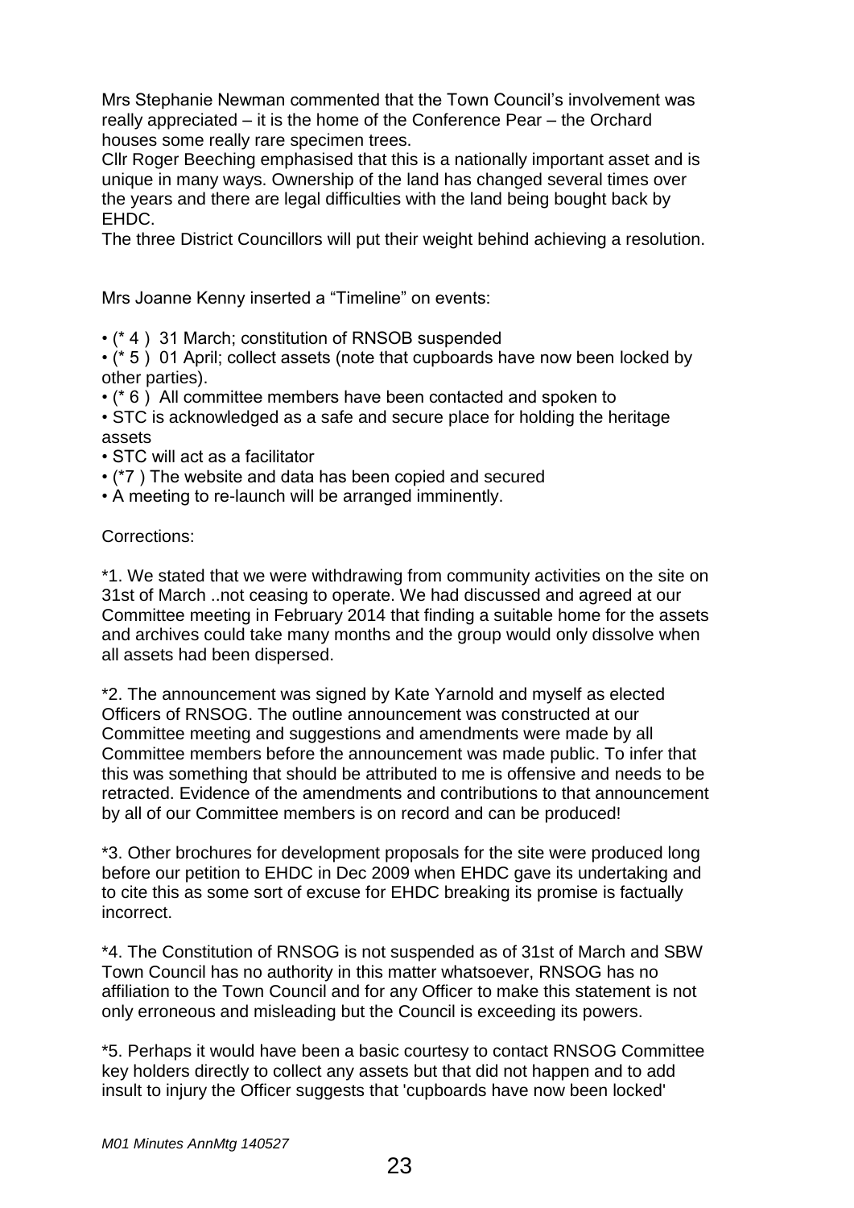Mrs Stephanie Newman commented that the Town Council's involvement was really appreciated – it is the home of the Conference Pear – the Orchard houses some really rare specimen trees.
Cllr Roger Beeching emphasised that this is a nationally important asset and is unique in many ways. Ownership of the land has changed several times over the years and there are legal difficulties with the land being bought back by EHDC.
The three District Councillors will put their weight behind achieving a resolution.

Mrs Joanne Kenny inserted a "Timeline" on events:

- (* 4 ) 31 March; constitution of RNSOB suspended
- (* 5 ) 01 April; collect assets (note that cupboards have now been locked by other parties).
- (* 6 ) All committee members have been contacted and spoken to
- STC is acknowledged as a safe and secure place for holding the heritage assets
- STC will act as a facilitator
- (*7 ) The website and data has been copied and secured
- A meeting to re-launch will be arranged imminently.

Corrections:

*1. We stated that we were withdrawing from community activities on the site on 31st of March ..not ceasing to operate. We had discussed and agreed at our Committee meeting in February 2014 that finding a suitable home for the assets and archives could take many months and the group would only dissolve when all assets had been dispersed.

*2. The announcement was signed by Kate Yarnold and myself as elected Officers of RNSOG. The outline announcement was constructed at our Committee meeting and suggestions and amendments were made by all Committee members before the announcement was made public. To infer that this was something that should be attributed to me is offensive and needs to be retracted. Evidence of the amendments and contributions to that announcement by all of our Committee members is on record and can be produced!

*3. Other brochures for development proposals for the site were produced long before our petition to EHDC in Dec 2009 when EHDC gave its undertaking and to cite this as some sort of excuse for EHDC breaking its promise is factually incorrect.

*4. The Constitution of RNSOG is not suspended as of 31st of March and SBW Town Council has no authority in this matter whatsoever, RNSOG has no affiliation to the Town Council and for any Officer to make this statement is not only erroneous and misleading but the Council is exceeding its powers.

*5. Perhaps it would have been a basic courtesy to contact RNSOG Committee key holders directly to collect any assets but that did not happen and to add insult to injury the Officer suggests that 'cupboards have now been locked'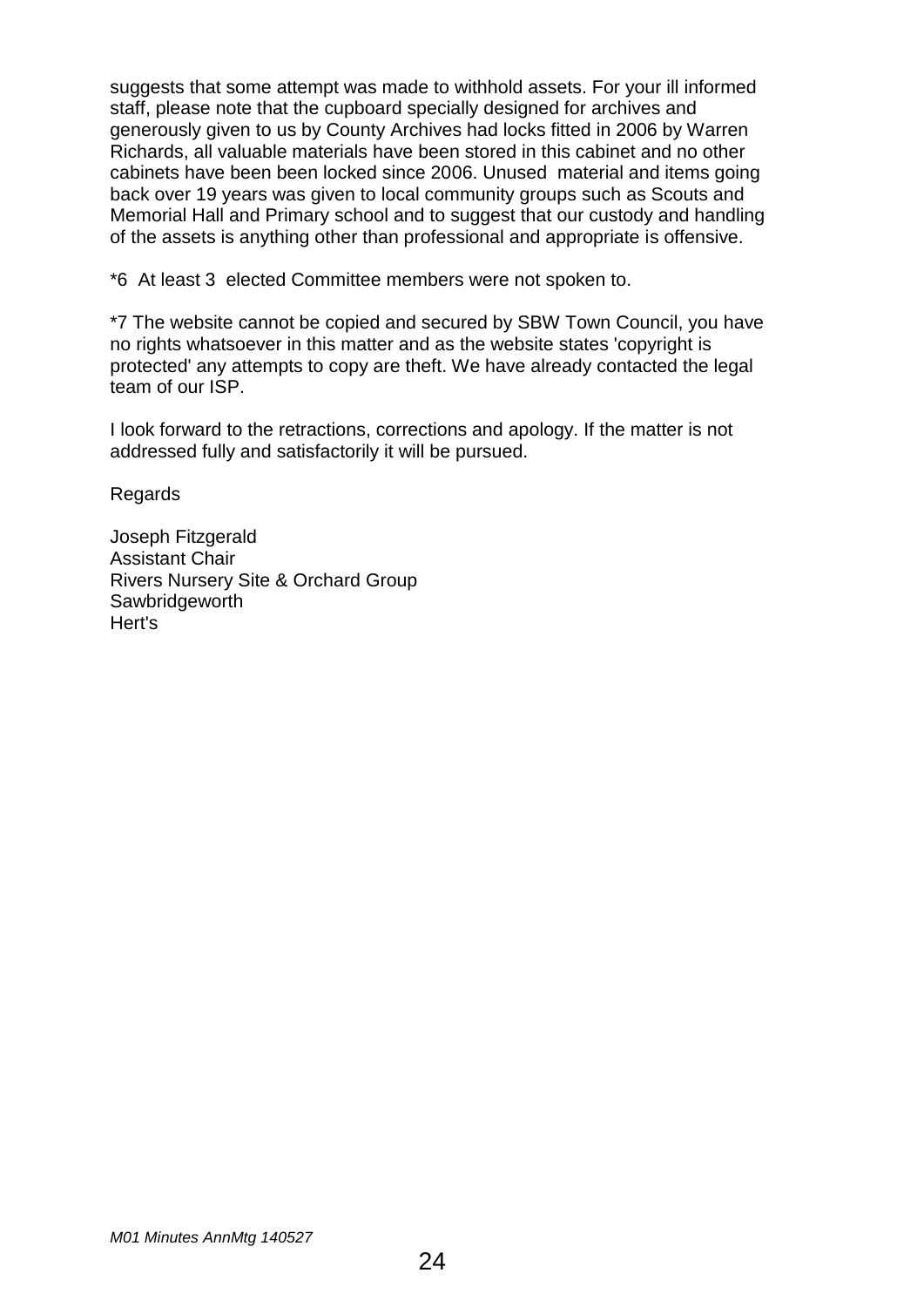suggests that some attempt was made to withhold assets. For your ill informed staff, please note that the cupboard specially designed for archives and generously given to us by County Archives had locks fitted in 2006 by Warren Richards, all valuable materials have been stored in this cabinet and no other cabinets have been been locked since 2006. Unused material and items going back over 19 years was given to local community groups such as Scouts and Memorial Hall and Primary school and to suggest that our custody and handling of the assets is anything other than professional and appropriate is offensive.

*6 At least 3 elected Committee members were not spoken to.

*7 The website cannot be copied and secured by SBW Town Council, you have no rights whatsoever in this matter and as the website states 'copyright is protected' any attempts to copy are theft. We have already contacted the legal team of our ISP.

I look forward to the retractions, corrections and apology. If the matter is not addressed fully and satisfactorily it will be pursued.

Regards

Joseph Fitzgerald
Assistant Chair
Rivers Nursery Site & Orchard Group
Sawbridgeworth
Hert's